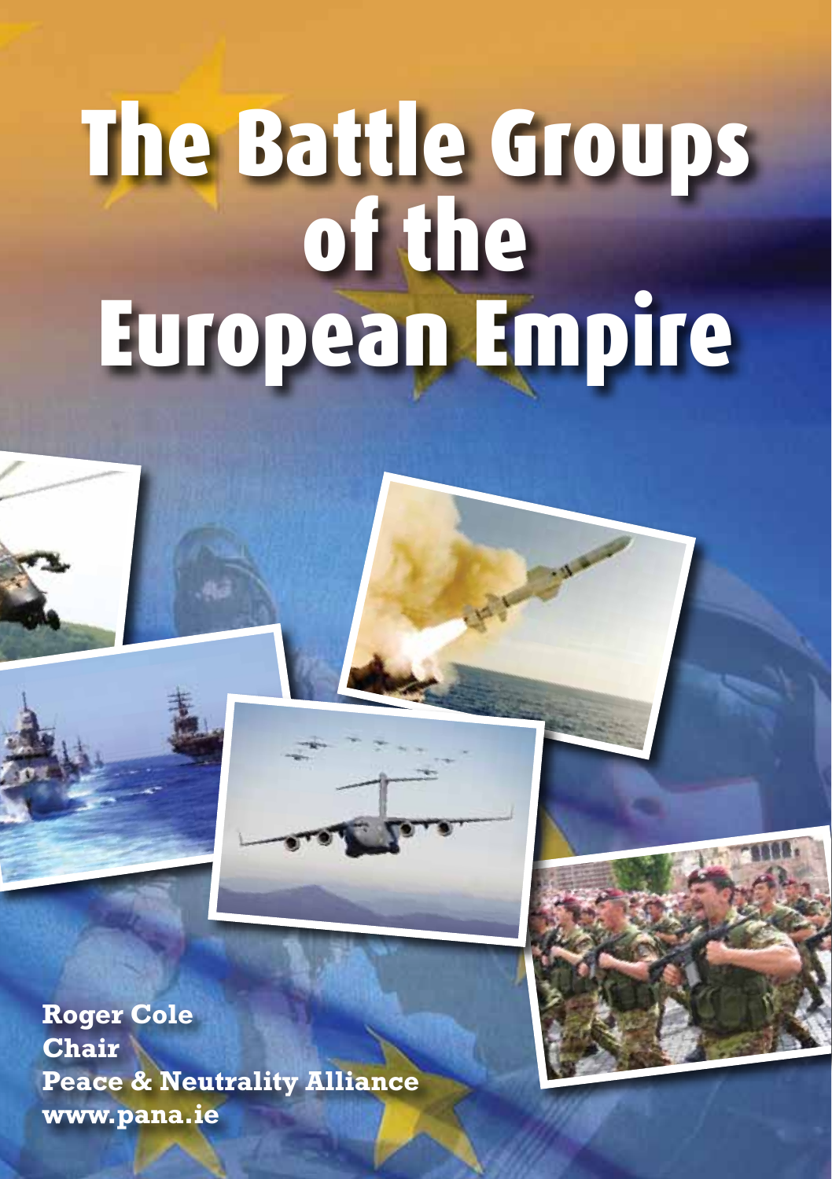# The Battle Groups of the European Empire

**Roger Cole**
**Chair**
**Peace & Neutrality Alliance**
**www.pana.ie**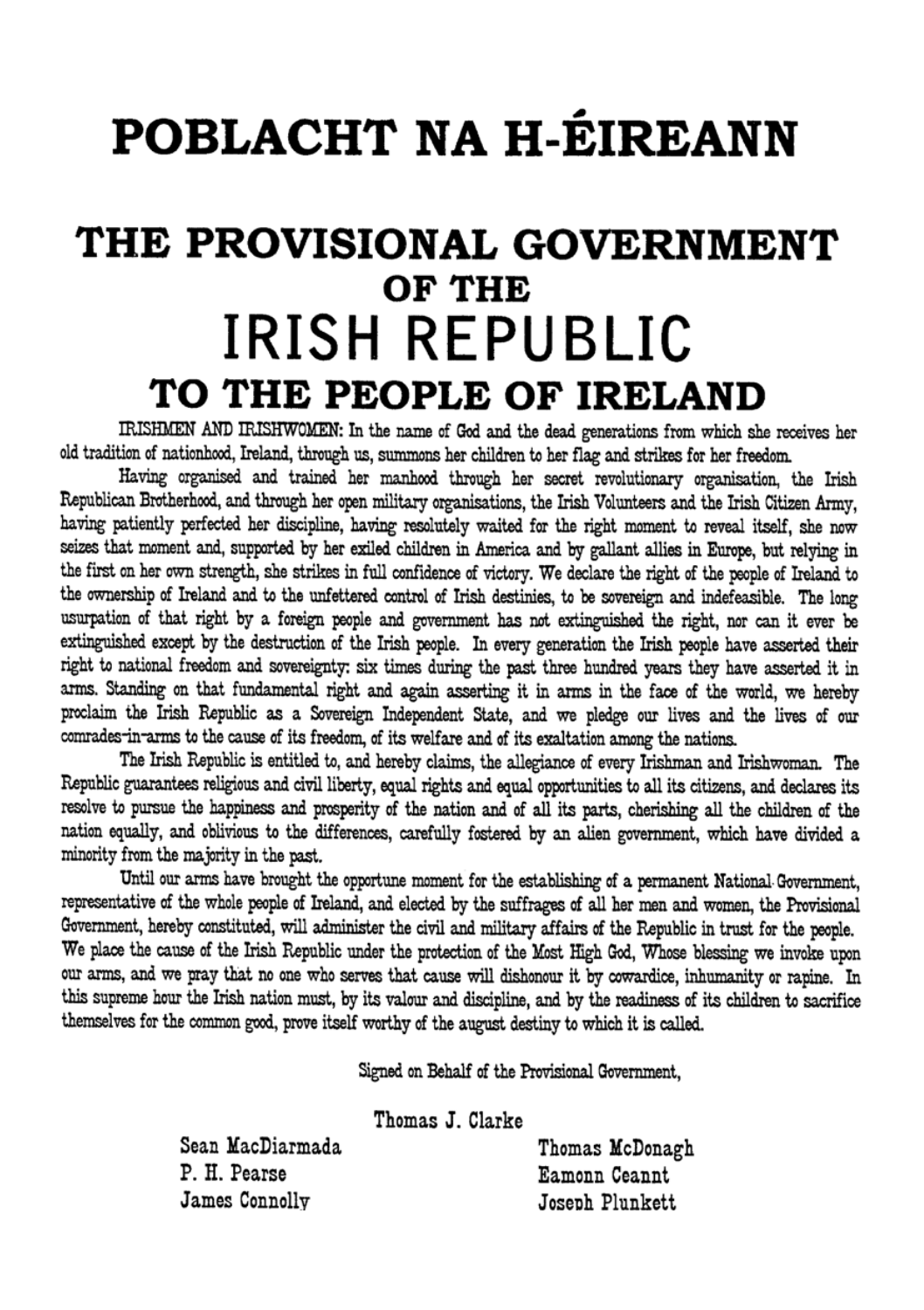# POBLACHT NA H-ÉIREANN

## THE PROVISIONAL GOVERNMENT OF THE IRISH REPUBLIC TO THE PEOPLE OF IRELAND

IRISHMEN AND IRISHWOMEN: In the name of God and the dead generations from which she receives her old tradition of nationhood, Ireland, through us, summons her children to her flag and strikes for her freedom.

Having organised and trained her manhood through her secret revolutionary organisation, the Irish Republican Brotherhood, and through her open military organisations, the Irish Volunteers and the Irish Citizen Army, having patiently perfected her discipline, having resolutely waited for the right moment to reveal itself, she now seizes that moment and, supported by her exiled children in America and by gallant allies in Europe, but relying in the first on her own strength, she strikes in full confidence of victory. We declare the right of the people of Ireland to the ownership of Ireland and to the unfettered control of Irish destinies, to be sovereign and indefeasible. The long usurpation of that right by a foreign people and government has not extinguished the right, nor can it ever be extinguished except by the destruction of the Irish people. In every generation the Irish people have asserted their right to national freedom and sovereignty: six times during the past three hundred years they have asserted it in arms. Standing on that fundamental right and again asserting it in arms in the face of the world, we hereby proclaim the Irish Republic as a Sovereign Independent State, and we pledge our lives and the lives of our comrades-in-arms to the cause of its freedom, of its welfare and of its exaltation among the nations.

The Irish Republic is entitled to, and hereby claims, the allegiance of every Irishman and Irishwoman. The Republic guarantees religious and civil liberty, equal rights and equal opportunities to all its citizens, and declares its resolve to pursue the happiness and prosperity of the nation and of all its parts, cherishing all the children of the nation equally, and oblivious to the differences, carefully fostered by an alien government, which have divided a minority from the majority in the past.

Until our arms have brought the opportune moment for the establishing of a permanent National Government, representative of the whole people of Ireland, and elected by the suffrages of all her men and women, the Provisional Government, hereby constituted, will administer the civil and military affairs of the Republic in trust for the people. We place the cause of the Irish Republic under the protection of the Most High God, Whose blessing we invoke upon our arms, and we pray that no one who serves that cause will dishonour it by cowardice, inhumanity or rapine. In this supreme hour the Irish nation must, by its valour and discipline, and by the readiness of its children to sacrifice themselves for the common good, prove itself worthy of the august destiny to which it is called.

Signed on Behalf of the Provisional Government,

Thomas J. Clarke

Sean MacDiarmada
P. H. Pearse
James Connolly
Thomas McDonagh
Eamonn Ceannt
Joseph Plunkett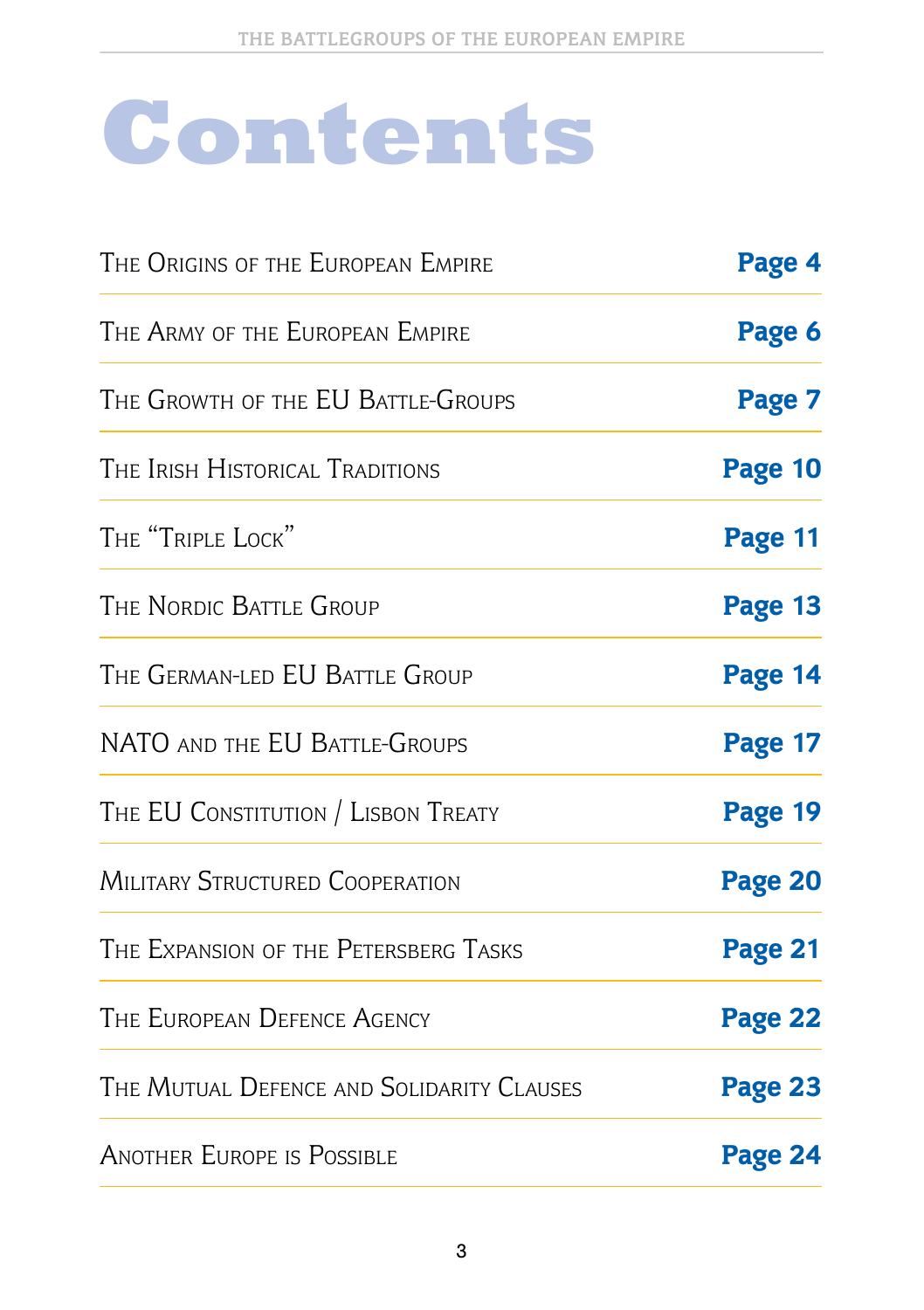# Contents

| | |
|---|---|
| The Origins of the European Empire | **Page 4** |
| The Army of the European Empire | **Page 6** |
| The Growth of the EU Battle-Groups | **Page 7** |
| The Irish Historical Traditions | **Page 10** |
| The "Triple Lock" | **Page 11** |
| The Nordic Battle Group | **Page 13** |
| The German-led EU Battle Group | **Page 14** |
| NATO and the EU Battle-Groups | **Page 17** |
| The EU Constitution / Lisbon Treaty | **Page 19** |
| Military Structured Cooperation | **Page 20** |
| The Expansion of the Petersberg Tasks | **Page 21** |
| The European Defence Agency | **Page 22** |
| The Mutual Defence and Solidarity Clauses | **Page 23** |
| Another Europe is Possible | **Page 24** |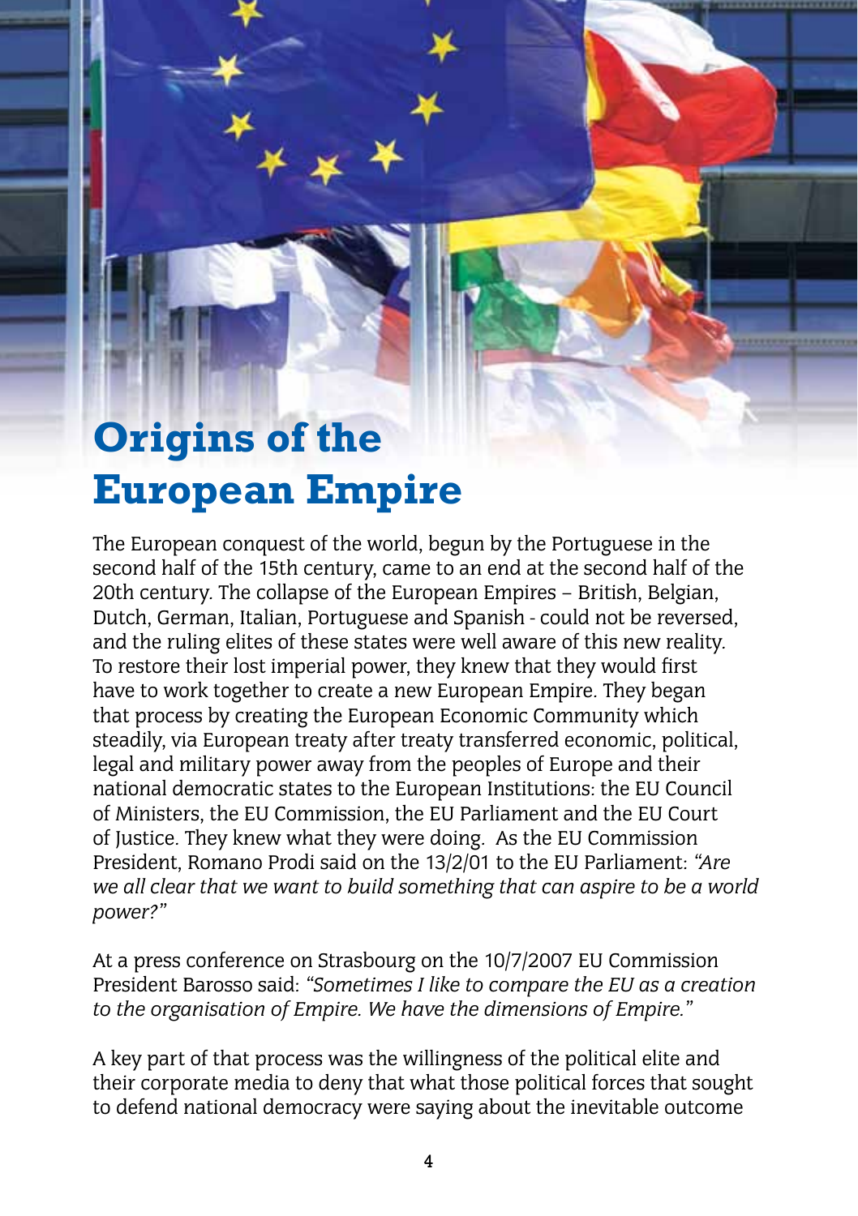# Origins of the European Empire

The European conquest of the world, begun by the Portuguese in the second half of the 15th century, came to an end at the second half of the 20th century. The collapse of the European Empires – British, Belgian, Dutch, German, Italian, Portuguese and Spanish - could not be reversed, and the ruling elites of these states were well aware of this new reality. To restore their lost imperial power, they knew that they would first have to work together to create a new European Empire. They began that process by creating the European Economic Community which steadily, via European treaty after treaty transferred economic, political, legal and military power away from the peoples of Europe and their national democratic states to the European Institutions: the EU Council of Ministers, the EU Commission, the EU Parliament and the EU Court of Justice. They knew what they were doing. As the EU Commission President, Romano Prodi said on the 13/2/01 to the EU Parliament: *"Are we all clear that we want to build something that can aspire to be a world power?"*

At a press conference on Strasbourg on the 10/7/2007 EU Commission President Barosso said: *"Sometimes I like to compare the EU as a creation to the organisation of Empire. We have the dimensions of Empire."*

A key part of that process was the willingness of the political elite and their corporate media to deny that what those political forces that sought to defend national democracy were saying about the inevitable outcome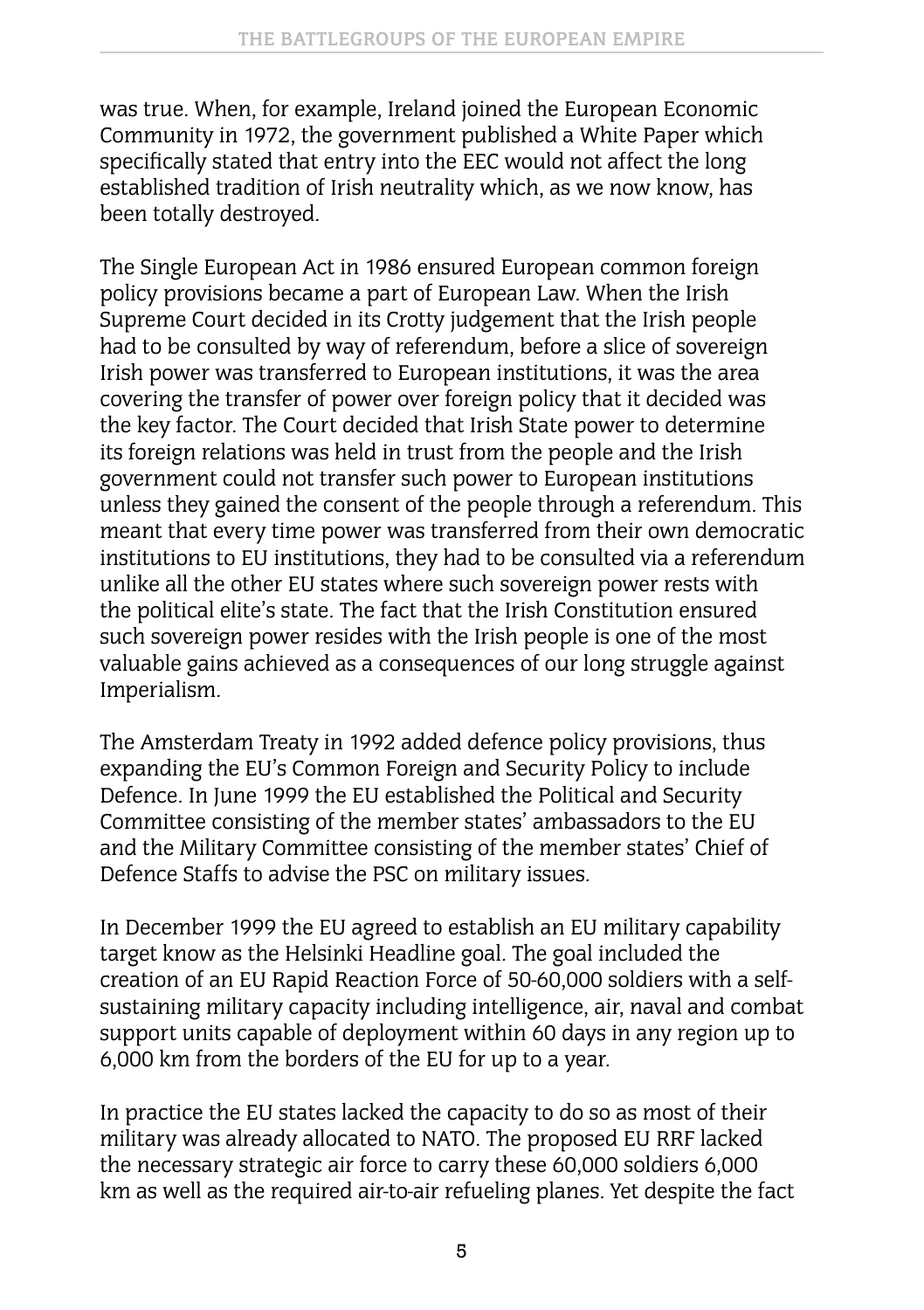was true. When, for example, Ireland joined the European Economic Community in 1972, the government published a White Paper which specifically stated that entry into the EEC would not affect the long established tradition of Irish neutrality which, as we now know, has been totally destroyed.

The Single European Act in 1986 ensured European common foreign policy provisions became a part of European Law. When the Irish Supreme Court decided in its Crotty judgement that the Irish people had to be consulted by way of referendum, before a slice of sovereign Irish power was transferred to European institutions, it was the area covering the transfer of power over foreign policy that it decided was the key factor. The Court decided that Irish State power to determine its foreign relations was held in trust from the people and the Irish government could not transfer such power to European institutions unless they gained the consent of the people through a referendum. This meant that every time power was transferred from their own democratic institutions to EU institutions, they had to be consulted via a referendum unlike all the other EU states where such sovereign power rests with the political elite's state. The fact that the Irish Constitution ensured such sovereign power resides with the Irish people is one of the most valuable gains achieved as a consequences of our long struggle against Imperialism.

The Amsterdam Treaty in 1992 added defence policy provisions, thus expanding the EU's Common Foreign and Security Policy to include Defence. In June 1999 the EU established the Political and Security Committee consisting of the member states' ambassadors to the EU and the Military Committee consisting of the member states' Chief of Defence Staffs to advise the PSC on military issues.

In December 1999 the EU agreed to establish an EU military capability target know as the Helsinki Headline goal. The goal included the creation of an EU Rapid Reaction Force of 50-60,000 soldiers with a self-sustaining military capacity including intelligence, air, naval and combat support units capable of deployment within 60 days in any region up to 6,000 km from the borders of the EU for up to a year.

In practice the EU states lacked the capacity to do so as most of their military was already allocated to NATO. The proposed EU RRF lacked the necessary strategic air force to carry these 60,000 soldiers 6,000 km as well as the required air-to-air refueling planes. Yet despite the fact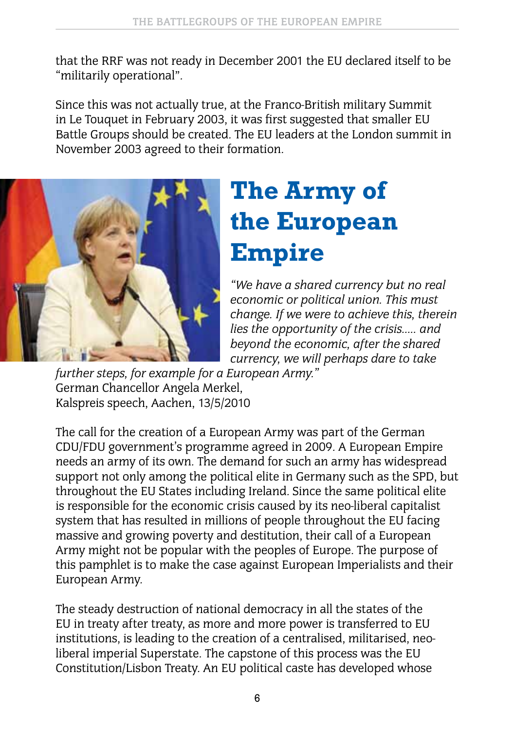that the RRF was not ready in December 2001 the EU declared itself to be "militarily operational".

Since this was not actually true, at the Franco-British military Summit in Le Touquet in February 2003, it was first suggested that smaller EU Battle Groups should be created. The EU leaders at the London summit in November 2003 agreed to their formation.

# The Army of the European Empire

*"We have a shared currency but no real economic or political union. This must change. If we were to achieve this, therein lies the opportunity of the crisis..... and beyond the economic, after the shared currency, we will perhaps dare to take further steps, for example for a European Army."*
German Chancellor Angela Merkel,
Kalspreis speech, Aachen, 13/5/2010

The call for the creation of a European Army was part of the German CDU/FDU government's programme agreed in 2009. A European Empire needs an army of its own. The demand for such an army has widespread support not only among the political elite in Germany such as the SPD, but throughout the EU States including Ireland. Since the same political elite is responsible for the economic crisis caused by its neo-liberal capitalist system that has resulted in millions of people throughout the EU facing massive and growing poverty and destitution, their call of a European Army might not be popular with the peoples of Europe. The purpose of this pamphlet is to make the case against European Imperialists and their European Army.

The steady destruction of national democracy in all the states of the EU in treaty after treaty, as more and more power is transferred to EU institutions, is leading to the creation of a centralised, militarised, neo-liberal imperial Superstate. The capstone of this process was the EU Constitution/Lisbon Treaty. An EU political caste has developed whose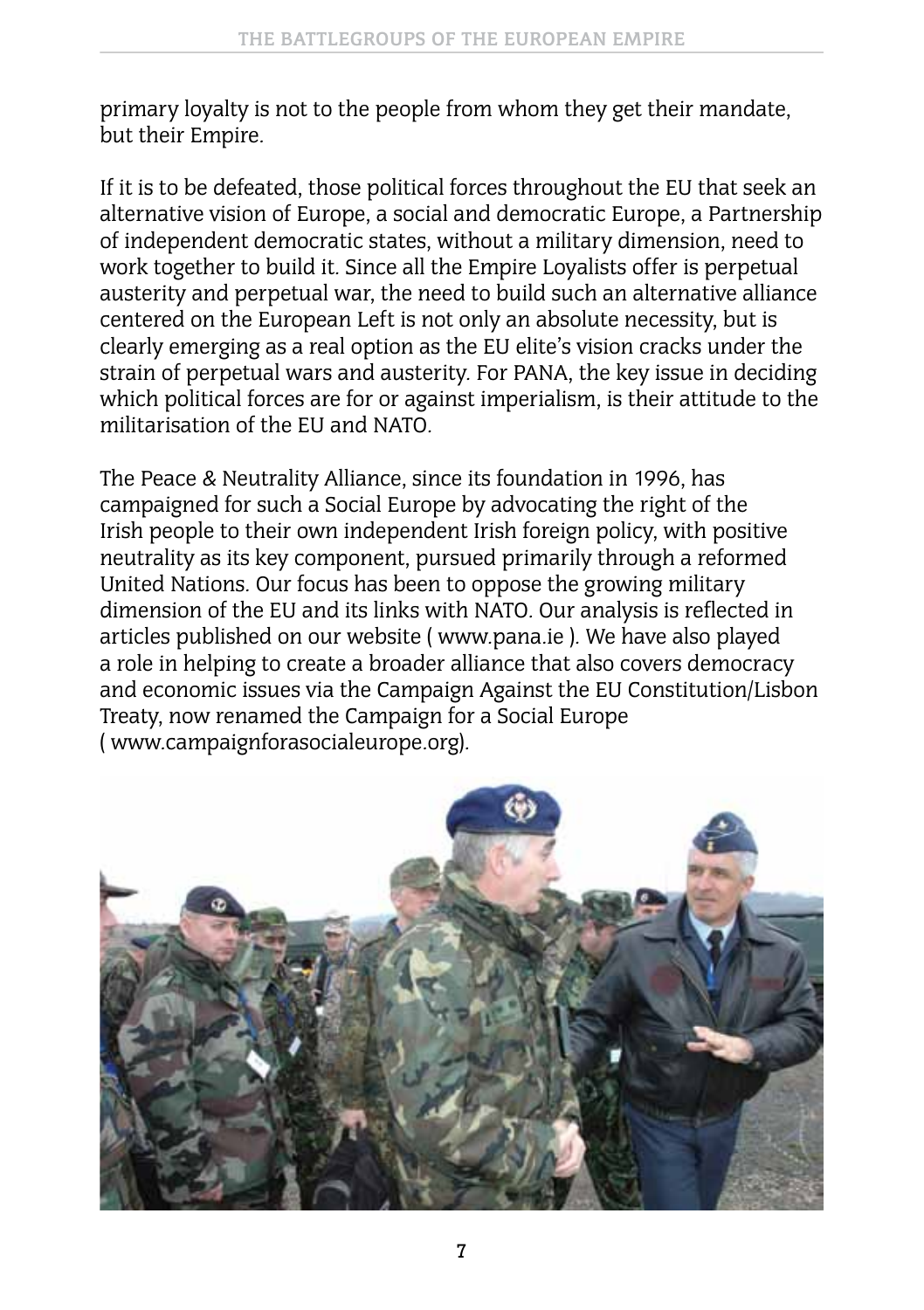primary loyalty is not to the people from whom they get their mandate, but their Empire.

If it is to be defeated, those political forces throughout the EU that seek an alternative vision of Europe, a social and democratic Europe, a Partnership of independent democratic states, without a military dimension, need to work together to build it. Since all the Empire Loyalists offer is perpetual austerity and perpetual war, the need to build such an alternative alliance centered on the European Left is not only an absolute necessity, but is clearly emerging as a real option as the EU elite's vision cracks under the strain of perpetual wars and austerity. For PANA, the key issue in deciding which political forces are for or against imperialism, is their attitude to the militarisation of the EU and NATO.

The Peace & Neutrality Alliance, since its foundation in 1996, has campaigned for such a Social Europe by advocating the right of the Irish people to their own independent Irish foreign policy, with positive neutrality as its key component, pursued primarily through a reformed United Nations. Our focus has been to oppose the growing military dimension of the EU and its links with NATO. Our analysis is reflected in articles published on our website ( www.pana.ie ). We have also played a role in helping to create a broader alliance that also covers democracy and economic issues via the Campaign Against the EU Constitution/Lisbon Treaty, now renamed the Campaign for a Social Europe ( www.campaignforasocialeurope.org).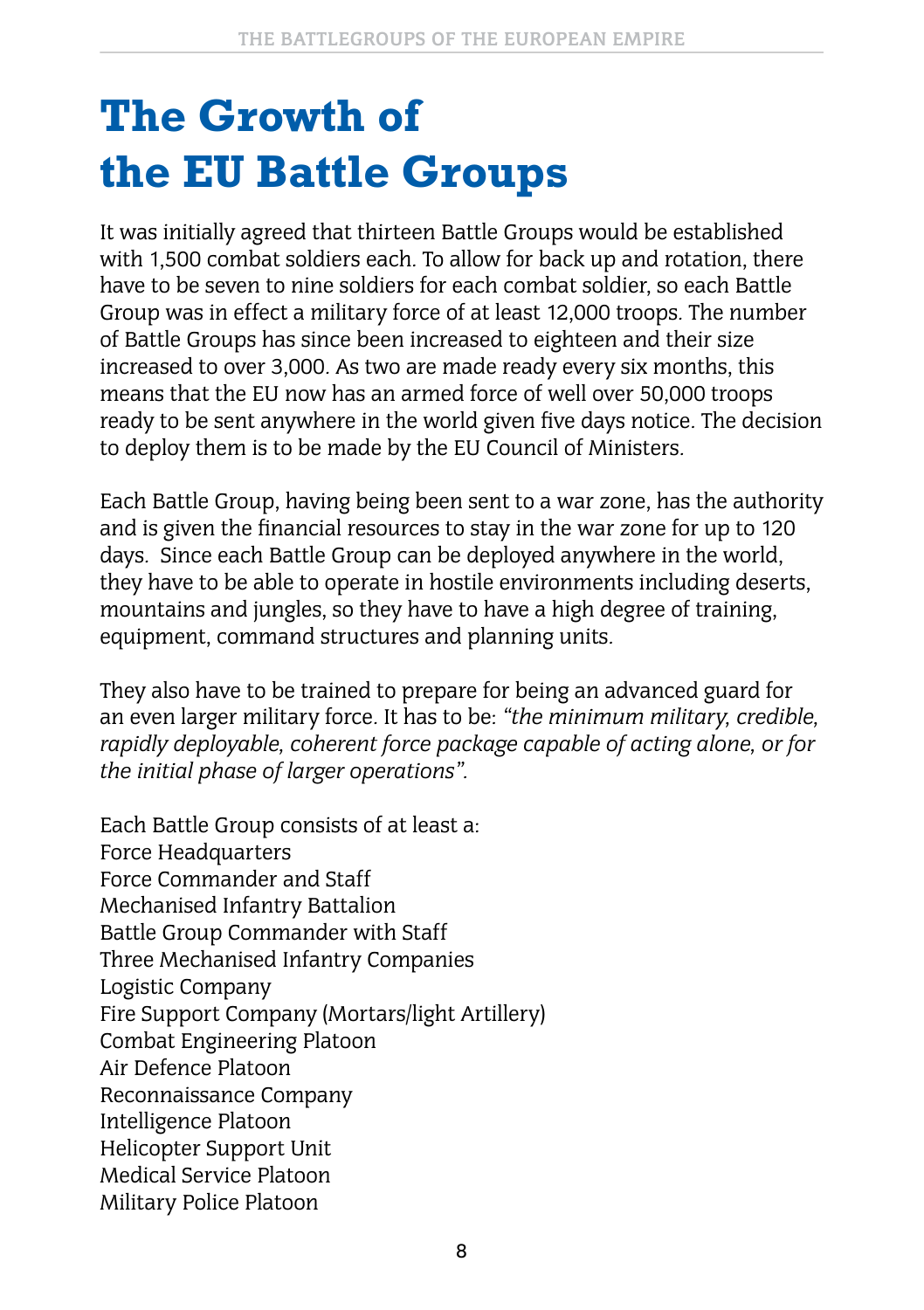# The Growth of the EU Battle Groups

It was initially agreed that thirteen Battle Groups would be established with 1,500 combat soldiers each. To allow for back up and rotation, there have to be seven to nine soldiers for each combat soldier, so each Battle Group was in effect a military force of at least 12,000 troops. The number of Battle Groups has since been increased to eighteen and their size increased to over 3,000. As two are made ready every six months, this means that the EU now has an armed force of well over 50,000 troops ready to be sent anywhere in the world given five days notice. The decision to deploy them is to be made by the EU Council of Ministers.

Each Battle Group, having being been sent to a war zone, has the authority and is given the financial resources to stay in the war zone for up to 120 days. Since each Battle Group can be deployed anywhere in the world, they have to be able to operate in hostile environments including deserts, mountains and jungles, so they have to have a high degree of training, equipment, command structures and planning units.

They also have to be trained to prepare for being an advanced guard for an even larger military force. It has to be: *"the minimum military, credible, rapidly deployable, coherent force package capable of acting alone, or for the initial phase of larger operations"*.

Each Battle Group consists of at least a:
Force Headquarters
Force Commander and Staff
Mechanised Infantry Battalion
Battle Group Commander with Staff
Three Mechanised Infantry Companies
Logistic Company
Fire Support Company (Mortars/light Artillery)
Combat Engineering Platoon
Air Defence Platoon
Reconnaissance Company
Intelligence Platoon
Helicopter Support Unit
Medical Service Platoon
Military Police Platoon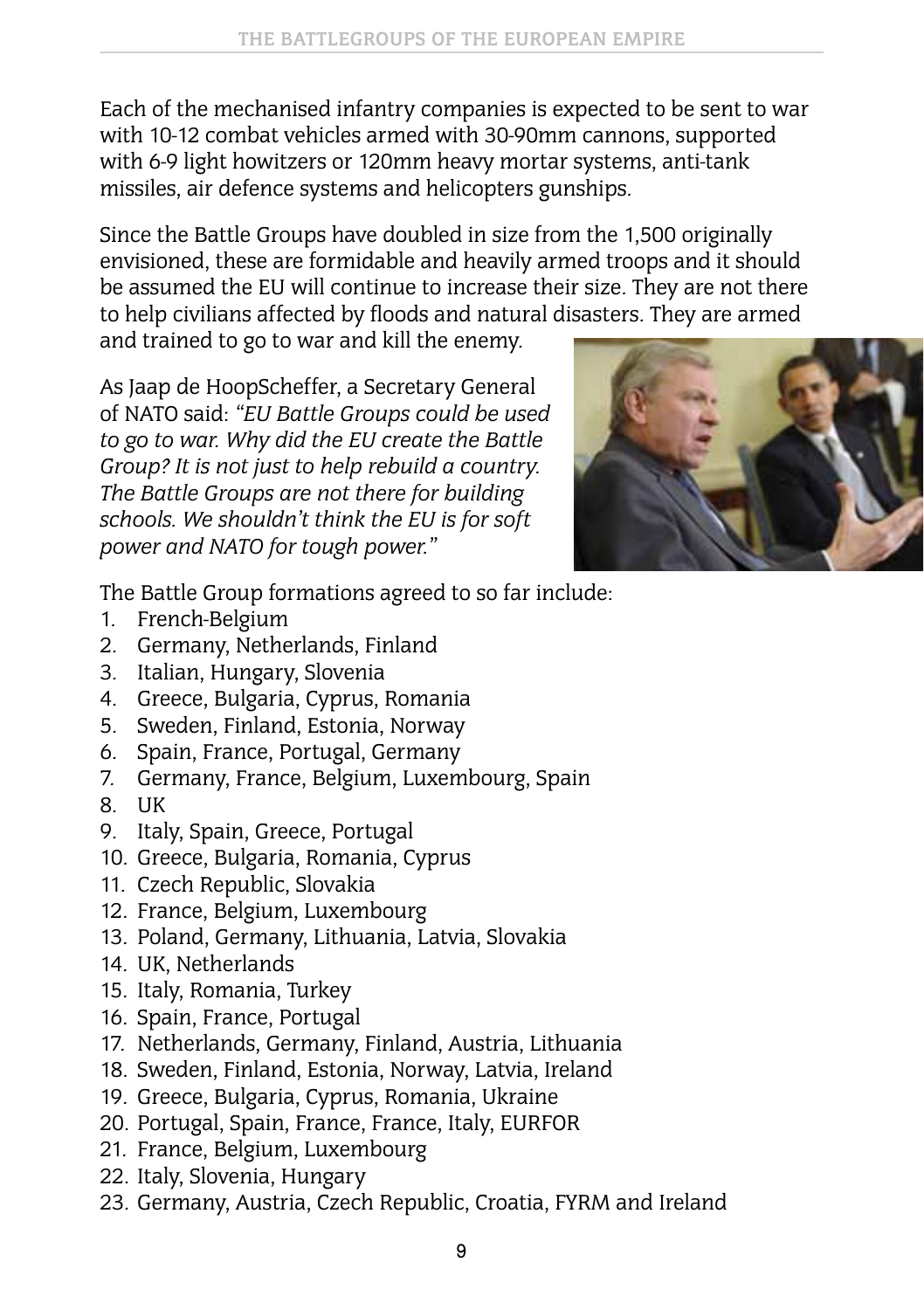Each of the mechanised infantry companies is expected to be sent to war with 10-12 combat vehicles armed with 30-90mm cannons, supported with 6-9 light howitzers or 120mm heavy mortar systems, anti-tank missiles, air defence systems and helicopters gunships.

Since the Battle Groups have doubled in size from the 1,500 originally envisioned, these are formidable and heavily armed troops and it should be assumed the EU will continue to increase their size. They are not there to help civilians affected by floods and natural disasters. They are armed and trained to go to war and kill the enemy.

As Jaap de HoopScheffer, a Secretary General of NATO said: *"EU Battle Groups could be used to go to war. Why did the EU create the Battle Group? It is not just to help rebuild a country. The Battle Groups are not there for building schools. We shouldn't think the EU is for soft power and NATO for tough power."*

The Battle Group formations agreed to so far include:

1. French-Belgium
2. Germany, Netherlands, Finland
3. Italian, Hungary, Slovenia
4. Greece, Bulgaria, Cyprus, Romania
5. Sweden, Finland, Estonia, Norway
6. Spain, France, Portugal, Germany
7. Germany, France, Belgium, Luxembourg, Spain
8. UK
9. Italy, Spain, Greece, Portugal
10. Greece, Bulgaria, Romania, Cyprus
11. Czech Republic, Slovakia
12. France, Belgium, Luxembourg
13. Poland, Germany, Lithuania, Latvia, Slovakia
14. UK, Netherlands
15. Italy, Romania, Turkey
16. Spain, France, Portugal
17. Netherlands, Germany, Finland, Austria, Lithuania
18. Sweden, Finland, Estonia, Norway, Latvia, Ireland
19. Greece, Bulgaria, Cyprus, Romania, Ukraine
20. Portugal, Spain, France, France, Italy, EURFOR
21. France, Belgium, Luxembourg
22. Italy, Slovenia, Hungary
23. Germany, Austria, Czech Republic, Croatia, FYRM and Ireland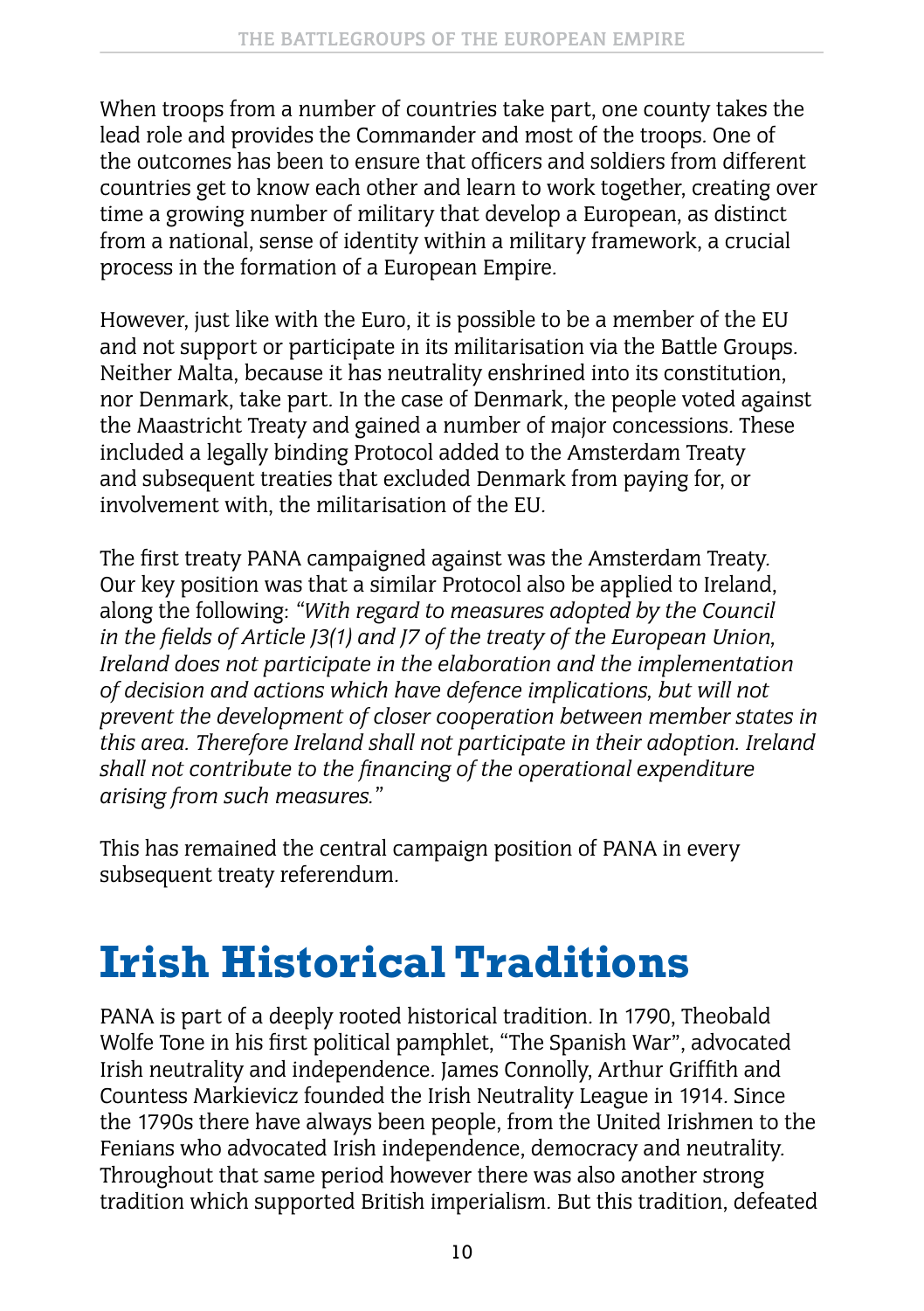When troops from a number of countries take part, one county takes the lead role and provides the Commander and most of the troops. One of the outcomes has been to ensure that officers and soldiers from different countries get to know each other and learn to work together, creating over time a growing number of military that develop a European, as distinct from a national, sense of identity within a military framework, a crucial process in the formation of a European Empire.

However, just like with the Euro, it is possible to be a member of the EU and not support or participate in its militarisation via the Battle Groups. Neither Malta, because it has neutrality enshrined into its constitution, nor Denmark, take part. In the case of Denmark, the people voted against the Maastricht Treaty and gained a number of major concessions. These included a legally binding Protocol added to the Amsterdam Treaty and subsequent treaties that excluded Denmark from paying for, or involvement with, the militarisation of the EU.

The first treaty PANA campaigned against was the Amsterdam Treaty. Our key position was that a similar Protocol also be applied to Ireland, along the following: *"With regard to measures adopted by the Council in the fields of Article J3(1) and J7 of the treaty of the European Union, Ireland does not participate in the elaboration and the implementation of decision and actions which have defence implications, but will not prevent the development of closer cooperation between member states in this area. Therefore Ireland shall not participate in their adoption. Ireland shall not contribute to the financing of the operational expenditure arising from such measures."*

This has remained the central campaign position of PANA in every subsequent treaty referendum.

# Irish Historical Traditions

PANA is part of a deeply rooted historical tradition. In 1790, Theobald Wolfe Tone in his first political pamphlet, "The Spanish War", advocated Irish neutrality and independence. James Connolly, Arthur Griffith and Countess Markievicz founded the Irish Neutrality League in 1914. Since the 1790s there have always been people, from the United Irishmen to the Fenians who advocated Irish independence, democracy and neutrality. Throughout that same period however there was also another strong tradition which supported British imperialism. But this tradition, defeated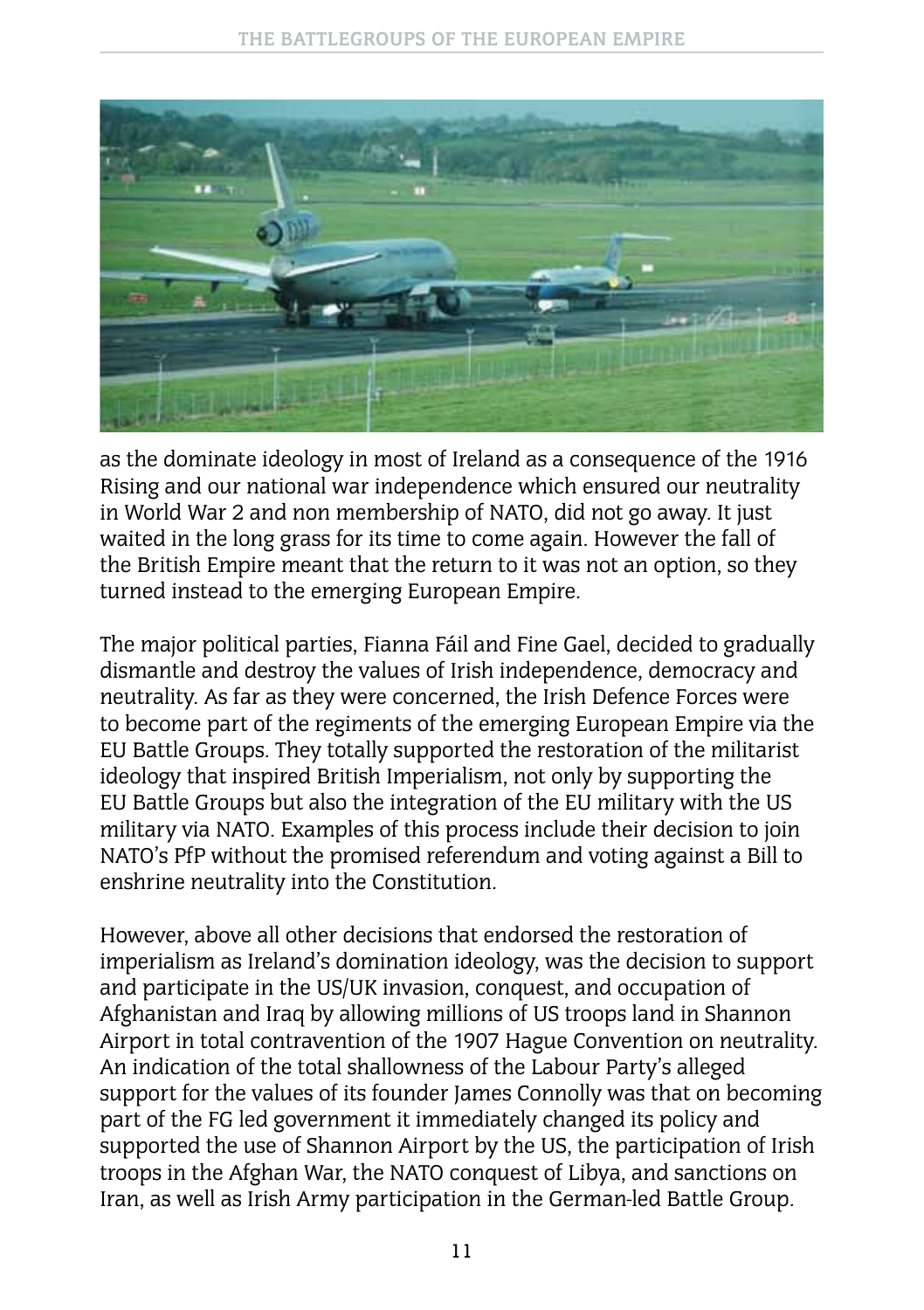as the dominate ideology in most of Ireland as a consequence of the 1916 Rising and our national war independence which ensured our neutrality in World War 2 and non membership of NATO, did not go away. It just waited in the long grass for its time to come again. However the fall of the British Empire meant that the return to it was not an option, so they turned instead to the emerging European Empire.

The major political parties, Fianna Fáil and Fine Gael, decided to gradually dismantle and destroy the values of Irish independence, democracy and neutrality. As far as they were concerned, the Irish Defence Forces were to become part of the regiments of the emerging European Empire via the EU Battle Groups. They totally supported the restoration of the militarist ideology that inspired British Imperialism, not only by supporting the EU Battle Groups but also the integration of the EU military with the US military via NATO. Examples of this process include their decision to join NATO's PfP without the promised referendum and voting against a Bill to enshrine neutrality into the Constitution.

However, above all other decisions that endorsed the restoration of imperialism as Ireland's domination ideology, was the decision to support and participate in the US/UK invasion, conquest, and occupation of Afghanistan and Iraq by allowing millions of US troops land in Shannon Airport in total contravention of the 1907 Hague Convention on neutrality. An indication of the total shallowness of the Labour Party's alleged support for the values of its founder James Connolly was that on becoming part of the FG led government it immediately changed its policy and supported the use of Shannon Airport by the US, the participation of Irish troops in the Afghan War, the NATO conquest of Libya, and sanctions on Iran, as well as Irish Army participation in the German-led Battle Group.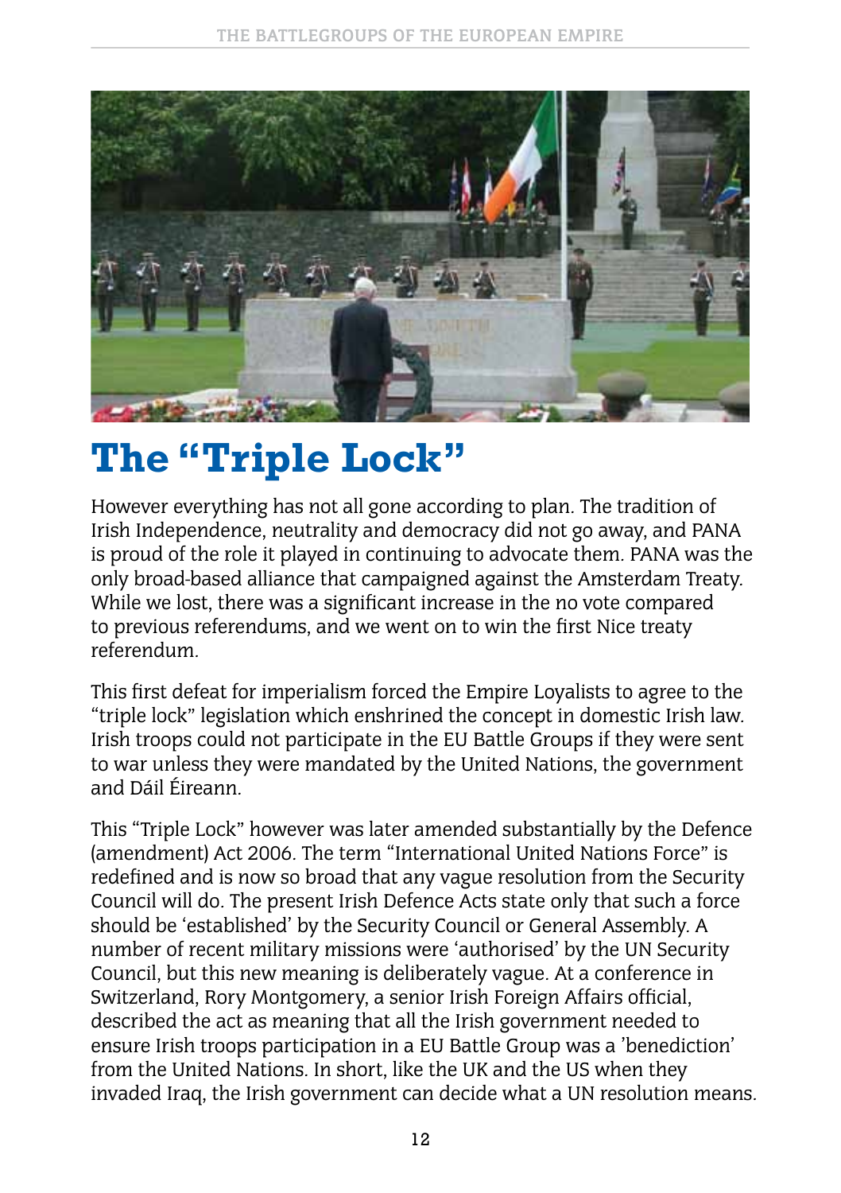# The "Triple Lock"

However everything has not all gone according to plan. The tradition of Irish Independence, neutrality and democracy did not go away, and PANA is proud of the role it played in continuing to advocate them. PANA was the only broad-based alliance that campaigned against the Amsterdam Treaty. While we lost, there was a significant increase in the no vote compared to previous referendums, and we went on to win the first Nice treaty referendum.

This first defeat for imperialism forced the Empire Loyalists to agree to the "triple lock" legislation which enshrined the concept in domestic Irish law. Irish troops could not participate in the EU Battle Groups if they were sent to war unless they were mandated by the United Nations, the government and Dáil Éireann.

This "Triple Lock" however was later amended substantially by the Defence (amendment) Act 2006. The term "International United Nations Force" is redefined and is now so broad that any vague resolution from the Security Council will do. The present Irish Defence Acts state only that such a force should be 'established' by the Security Council or General Assembly. A number of recent military missions were 'authorised' by the UN Security Council, but this new meaning is deliberately vague. At a conference in Switzerland, Rory Montgomery, a senior Irish Foreign Affairs official, described the act as meaning that all the Irish government needed to ensure Irish troops participation in a EU Battle Group was a 'benediction' from the United Nations. In short, like the UK and the US when they invaded Iraq, the Irish government can decide what a UN resolution means.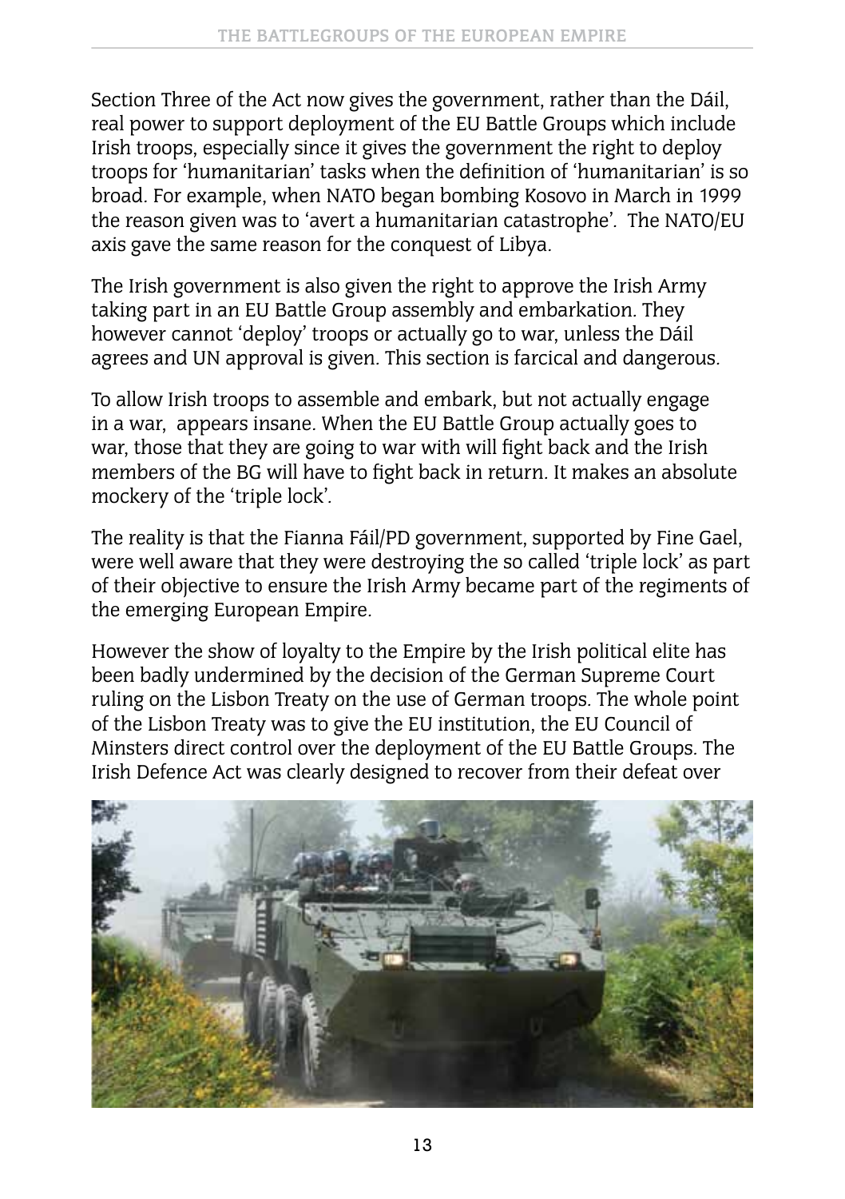Section Three of the Act now gives the government, rather than the Dáil, real power to support deployment of the EU Battle Groups which include Irish troops, especially since it gives the government the right to deploy troops for 'humanitarian' tasks when the definition of 'humanitarian' is so broad. For example, when NATO began bombing Kosovo in March in 1999 the reason given was to 'avert a humanitarian catastrophe'. The NATO/EU axis gave the same reason for the conquest of Libya.

The Irish government is also given the right to approve the Irish Army taking part in an EU Battle Group assembly and embarkation. They however cannot 'deploy' troops or actually go to war, unless the Dáil agrees and UN approval is given. This section is farcical and dangerous.

To allow Irish troops to assemble and embark, but not actually engage in a war, appears insane. When the EU Battle Group actually goes to war, those that they are going to war with will fight back and the Irish members of the BG will have to fight back in return. It makes an absolute mockery of the 'triple lock'.

The reality is that the Fianna Fáil/PD government, supported by Fine Gael, were well aware that they were destroying the so called 'triple lock' as part of their objective to ensure the Irish Army became part of the regiments of the emerging European Empire.

However the show of loyalty to the Empire by the Irish political elite has been badly undermined by the decision of the German Supreme Court ruling on the Lisbon Treaty on the use of German troops. The whole point of the Lisbon Treaty was to give the EU institution, the EU Council of Minsters direct control over the deployment of the EU Battle Groups. The Irish Defence Act was clearly designed to recover from their defeat over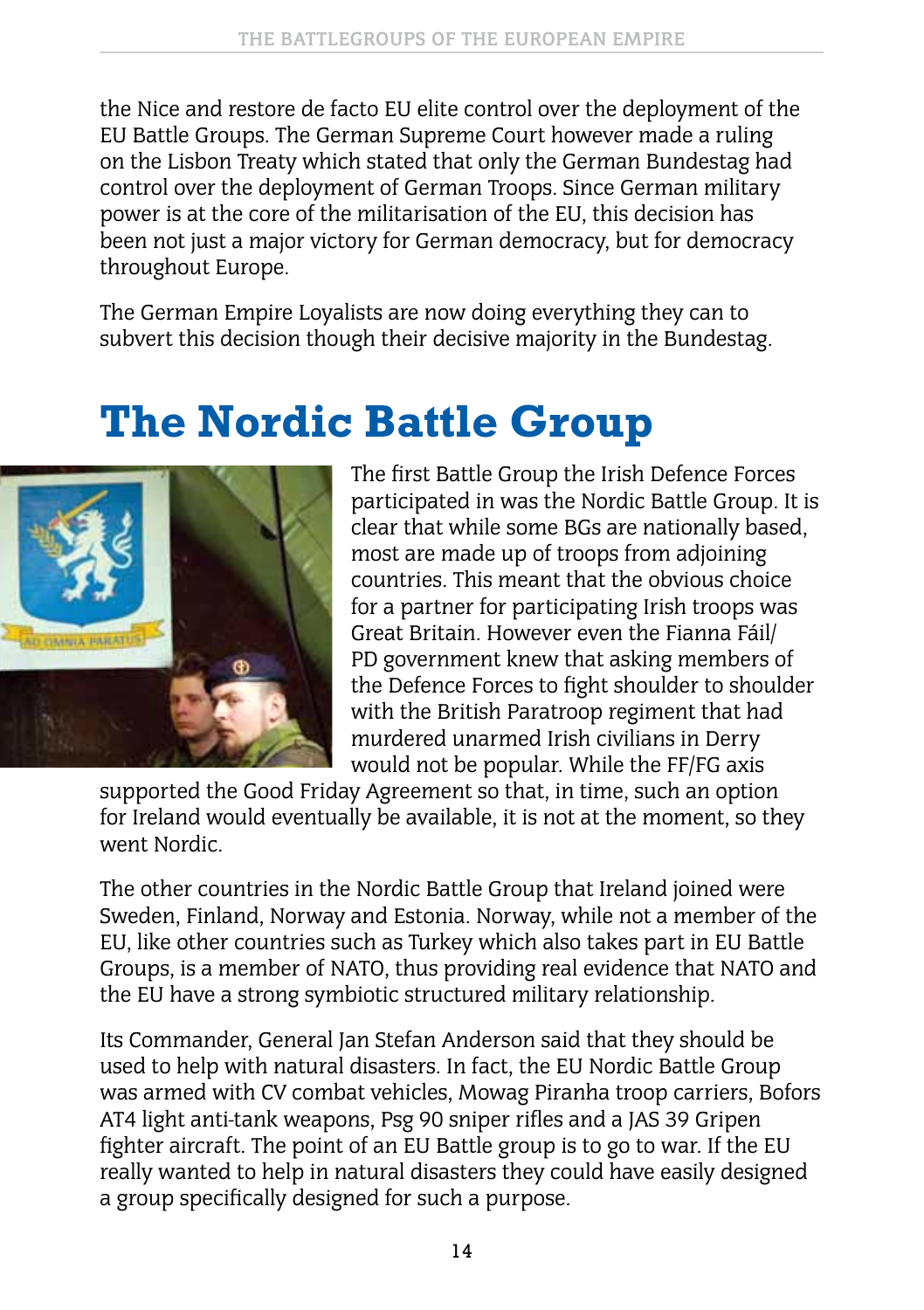the Nice and restore de facto EU elite control over the deployment of the EU Battle Groups. The German Supreme Court however made a ruling on the Lisbon Treaty which stated that only the German Bundestag had control over the deployment of German Troops. Since German military power is at the core of the militarisation of the EU, this decision has been not just a major victory for German democracy, but for democracy throughout Europe.

The German Empire Loyalists are now doing everything they can to subvert this decision though their decisive majority in the Bundestag.

# The Nordic Battle Group

The first Battle Group the Irish Defence Forces participated in was the Nordic Battle Group. It is clear that while some BGs are nationally based, most are made up of troops from adjoining countries. This meant that the obvious choice for a partner for participating Irish troops was Great Britain. However even the Fianna Fáil/PD government knew that asking members of the Defence Forces to fight shoulder to shoulder with the British Paratroop regiment that had murdered unarmed Irish civilians in Derry would not be popular. While the FF/FG axis supported the Good Friday Agreement so that, in time, such an option for Ireland would eventually be available, it is not at the moment, so they went Nordic.

The other countries in the Nordic Battle Group that Ireland joined were Sweden, Finland, Norway and Estonia. Norway, while not a member of the EU, like other countries such as Turkey which also takes part in EU Battle Groups, is a member of NATO, thus providing real evidence that NATO and the EU have a strong symbiotic structured military relationship.

Its Commander, General Jan Stefan Anderson said that they should be used to help with natural disasters. In fact, the EU Nordic Battle Group was armed with CV combat vehicles, Mowag Piranha troop carriers, Bofors AT4 light anti-tank weapons, Psg 90 sniper rifles and a JAS 39 Gripen fighter aircraft. The point of an EU Battle group is to go to war. If the EU really wanted to help in natural disasters they could have easily designed a group specifically designed for such a purpose.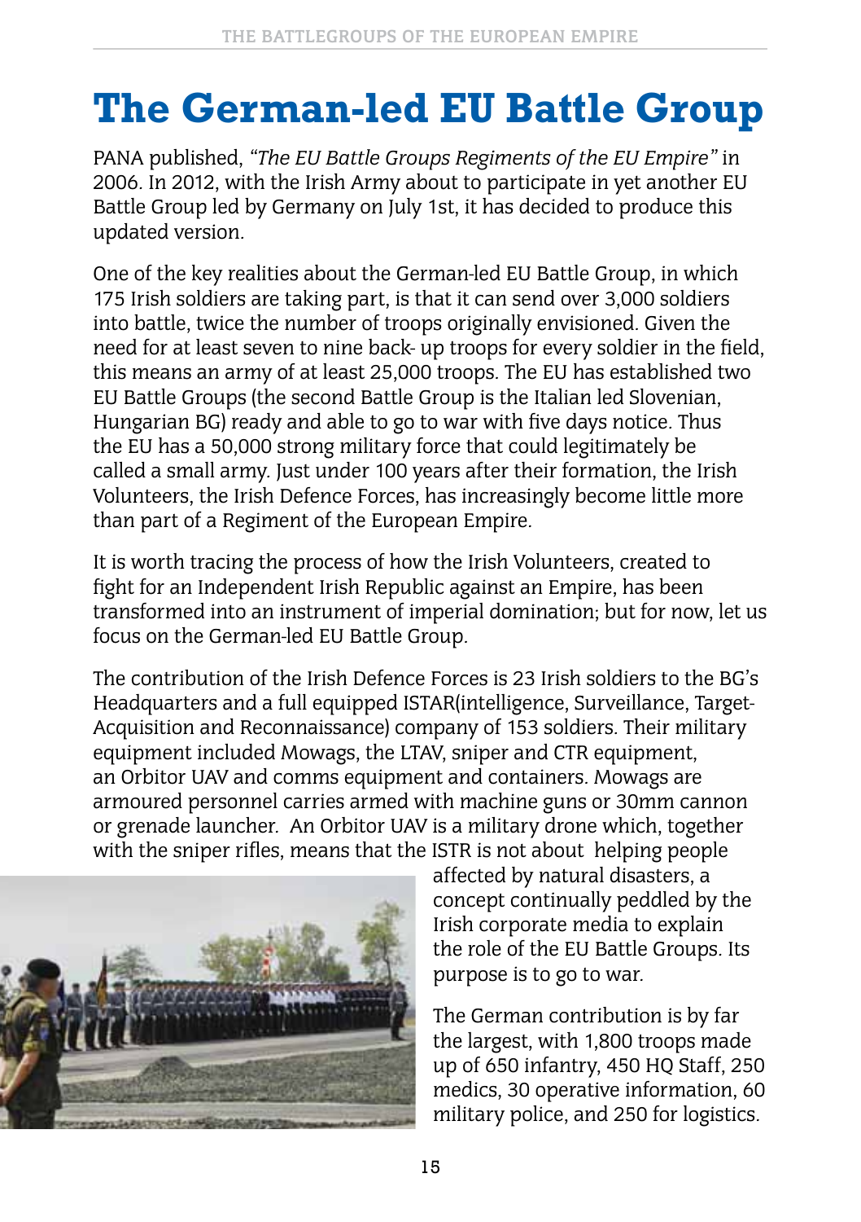# The German-led EU Battle Group

PANA published, *"The EU Battle Groups Regiments of the EU Empire"* in 2006. In 2012, with the Irish Army about to participate in yet another EU Battle Group led by Germany on July 1st, it has decided to produce this updated version.

One of the key realities about the German-led EU Battle Group, in which 175 Irish soldiers are taking part, is that it can send over 3,000 soldiers into battle, twice the number of troops originally envisioned. Given the need for at least seven to nine back- up troops for every soldier in the field, this means an army of at least 25,000 troops. The EU has established two EU Battle Groups (the second Battle Group is the Italian led Slovenian, Hungarian BG) ready and able to go to war with five days notice. Thus the EU has a 50,000 strong military force that could legitimately be called a small army. Just under 100 years after their formation, the Irish Volunteers, the Irish Defence Forces, has increasingly become little more than part of a Regiment of the European Empire.

It is worth tracing the process of how the Irish Volunteers, created to fight for an Independent Irish Republic against an Empire, has been transformed into an instrument of imperial domination; but for now, let us focus on the German-led EU Battle Group.

The contribution of the Irish Defence Forces is 23 Irish soldiers to the BG's Headquarters and a full equipped ISTAR(intelligence, Surveillance, Target-Acquisition and Reconnaissance) company of 153 soldiers. Their military equipment included Mowags, the LTAV, sniper and CTR equipment, an Orbitor UAV and comms equipment and containers. Mowags are armoured personnel carries armed with machine guns or 30mm cannon or grenade launcher. An Orbitor UAV is a military drone which, together with the sniper rifles, means that the ISTR is not about helping people affected by natural disasters, a concept continually peddled by the Irish corporate media to explain the role of the EU Battle Groups. Its purpose is to go to war.

The German contribution is by far the largest, with 1,800 troops made up of 650 infantry, 450 HQ Staff, 250 medics, 30 operative information, 60 military police, and 250 for logistics.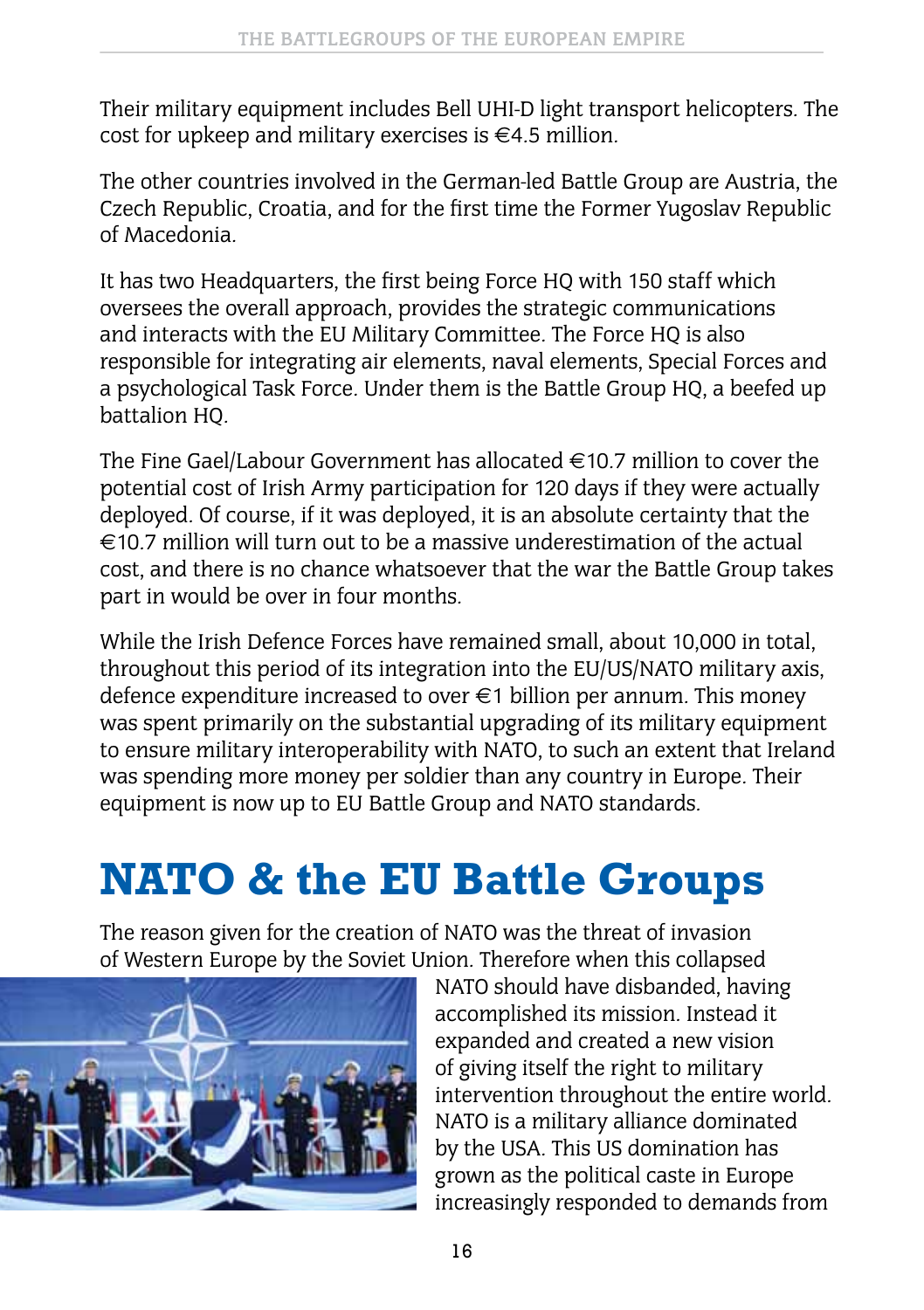Their military equipment includes Bell UHI-D light transport helicopters. The cost for upkeep and military exercises is €4.5 million.

The other countries involved in the German-led Battle Group are Austria, the Czech Republic, Croatia, and for the first time the Former Yugoslav Republic of Macedonia.

It has two Headquarters, the first being Force HQ with 150 staff which oversees the overall approach, provides the strategic communications and interacts with the EU Military Committee. The Force HQ is also responsible for integrating air elements, naval elements, Special Forces and a psychological Task Force. Under them is the Battle Group HQ, a beefed up battalion HQ.

The Fine Gael/Labour Government has allocated €10.7 million to cover the potential cost of Irish Army participation for 120 days if they were actually deployed. Of course, if it was deployed, it is an absolute certainty that the €10.7 million will turn out to be a massive underestimation of the actual cost, and there is no chance whatsoever that the war the Battle Group takes part in would be over in four months.

While the Irish Defence Forces have remained small, about 10,000 in total, throughout this period of its integration into the EU/US/NATO military axis, defence expenditure increased to over €1 billion per annum. This money was spent primarily on the substantial upgrading of its military equipment to ensure military interoperability with NATO, to such an extent that Ireland was spending more money per soldier than any country in Europe. Their equipment is now up to EU Battle Group and NATO standards.

# NATO & the EU Battle Groups

The reason given for the creation of NATO was the threat of invasion of Western Europe by the Soviet Union. Therefore when this collapsed NATO should have disbanded, having accomplished its mission. Instead it expanded and created a new vision of giving itself the right to military intervention throughout the entire world. NATO is a military alliance dominated by the USA. This US domination has grown as the political caste in Europe increasingly responded to demands from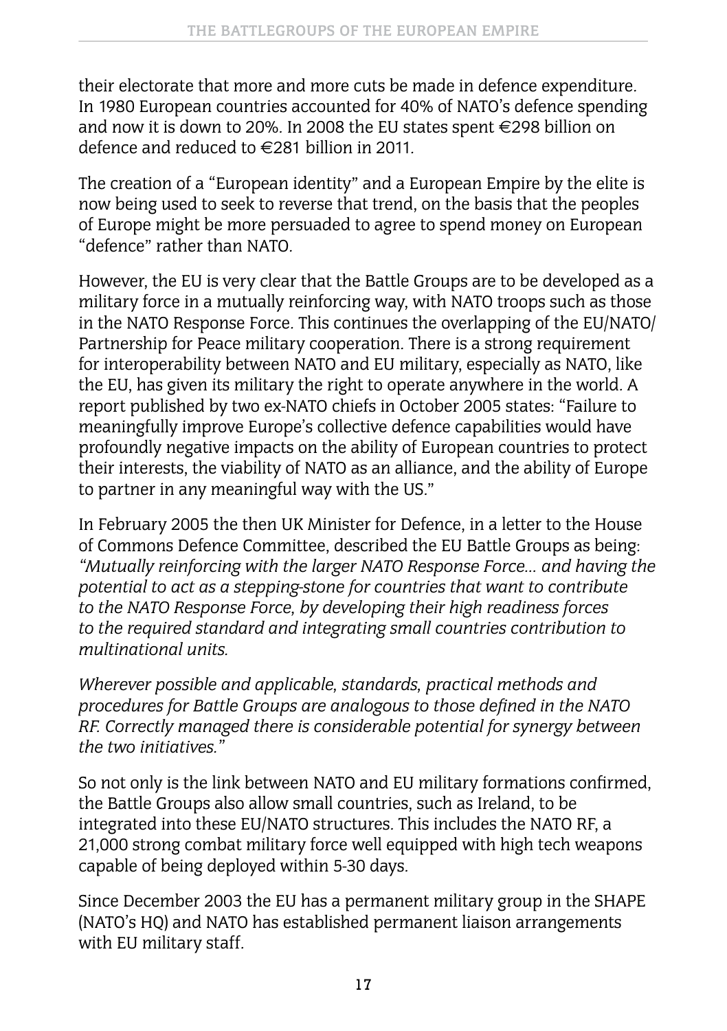their electorate that more and more cuts be made in defence expenditure. In 1980 European countries accounted for 40% of NATO's defence spending and now it is down to 20%. In 2008 the EU states spent €298 billion on defence and reduced to €281 billion in 2011.

The creation of a "European identity" and a European Empire by the elite is now being used to seek to reverse that trend, on the basis that the peoples of Europe might be more persuaded to agree to spend money on European "defence" rather than NATO.

However, the EU is very clear that the Battle Groups are to be developed as a military force in a mutually reinforcing way, with NATO troops such as those in the NATO Response Force. This continues the overlapping of the EU/NATO/Partnership for Peace military cooperation. There is a strong requirement for interoperability between NATO and EU military, especially as NATO, like the EU, has given its military the right to operate anywhere in the world. A report published by two ex-NATO chiefs in October 2005 states: "Failure to meaningfully improve Europe's collective defence capabilities would have profoundly negative impacts on the ability of European countries to protect their interests, the viability of NATO as an alliance, and the ability of Europe to partner in any meaningful way with the US."

In February 2005 the then UK Minister for Defence, in a letter to the House of Commons Defence Committee, described the EU Battle Groups as being: *"Mutually reinforcing with the larger NATO Response Force... and having the potential to act as a stepping-stone for countries that want to contribute to the NATO Response Force, by developing their high readiness forces to the required standard and integrating small countries contribution to multinational units.*

*Wherever possible and applicable, standards, practical methods and procedures for Battle Groups are analogous to those defined in the NATO RF. Correctly managed there is considerable potential for synergy between the two initiatives."*

So not only is the link between NATO and EU military formations confirmed, the Battle Groups also allow small countries, such as Ireland, to be integrated into these EU/NATO structures. This includes the NATO RF, a 21,000 strong combat military force well equipped with high tech weapons capable of being deployed within 5-30 days.

Since December 2003 the EU has a permanent military group in the SHAPE (NATO's HQ) and NATO has established permanent liaison arrangements with EU military staff.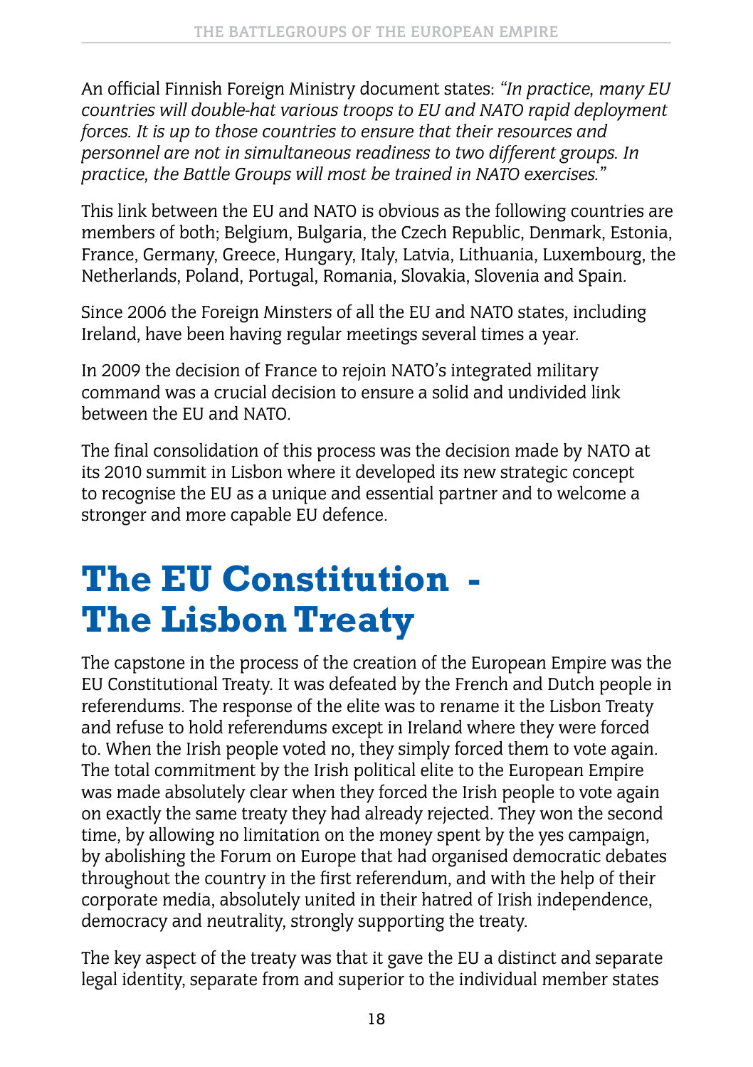An official Finnish Foreign Ministry document states: *"In practice, many EU countries will double-hat various troops to EU and NATO rapid deployment forces. It is up to those countries to ensure that their resources and personnel are not in simultaneous readiness to two different groups. In practice, the Battle Groups will most be trained in NATO exercises."*

This link between the EU and NATO is obvious as the following countries are members of both; Belgium, Bulgaria, the Czech Republic, Denmark, Estonia, France, Germany, Greece, Hungary, Italy, Latvia, Lithuania, Luxembourg, the Netherlands, Poland, Portugal, Romania, Slovakia, Slovenia and Spain.

Since 2006 the Foreign Minsters of all the EU and NATO states, including Ireland, have been having regular meetings several times a year.

In 2009 the decision of France to rejoin NATO's integrated military command was a crucial decision to ensure a solid and undivided link between the EU and NATO.

The final consolidation of this process was the decision made by NATO at its 2010 summit in Lisbon where it developed its new strategic concept to recognise the EU as a unique and essential partner and to welcome a stronger and more capable EU defence.

# The EU Constitution - The Lisbon Treaty

The capstone in the process of the creation of the European Empire was the EU Constitutional Treaty. It was defeated by the French and Dutch people in referendums. The response of the elite was to rename it the Lisbon Treaty and refuse to hold referendums except in Ireland where they were forced to. When the Irish people voted no, they simply forced them to vote again. The total commitment by the Irish political elite to the European Empire was made absolutely clear when they forced the Irish people to vote again on exactly the same treaty they had already rejected. They won the second time, by allowing no limitation on the money spent by the yes campaign, by abolishing the Forum on Europe that had organised democratic debates throughout the country in the first referendum, and with the help of their corporate media, absolutely united in their hatred of Irish independence, democracy and neutrality, strongly supporting the treaty.

The key aspect of the treaty was that it gave the EU a distinct and separate legal identity, separate from and superior to the individual member states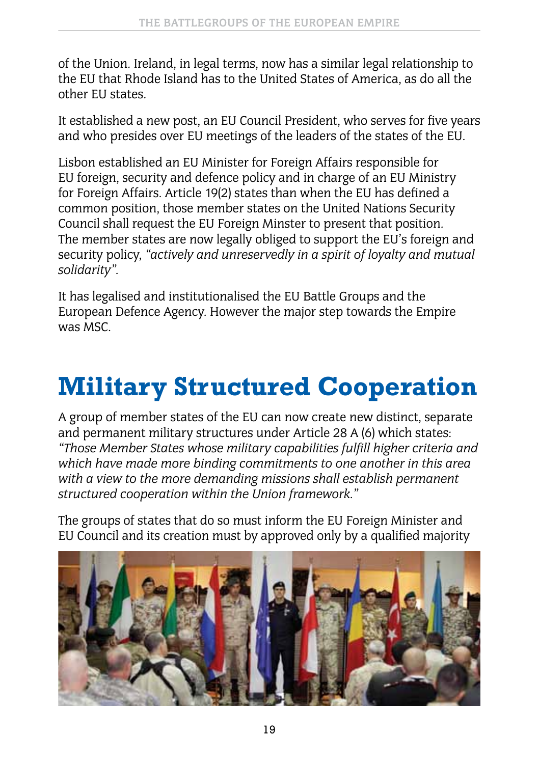of the Union. Ireland, in legal terms, now has a similar legal relationship to the EU that Rhode Island has to the United States of America, as do all the other EU states.

It established a new post, an EU Council President, who serves for five years and who presides over EU meetings of the leaders of the states of the EU.

Lisbon established an EU Minister for Foreign Affairs responsible for EU foreign, security and defence policy and in charge of an EU Ministry for Foreign Affairs. Article 19(2) states than when the EU has defined a common position, those member states on the United Nations Security Council shall request the EU Foreign Minster to present that position. The member states are now legally obliged to support the EU's foreign and security policy, *"actively and unreservedly in a spirit of loyalty and mutual solidarity".*

It has legalised and institutionalised the EU Battle Groups and the European Defence Agency. However the major step towards the Empire was MSC.

# Military Structured Cooperation

A group of member states of the EU can now create new distinct, separate and permanent military structures under Article 28 A (6) which states: *"Those Member States whose military capabilities fulfill higher criteria and which have made more binding commitments to one another in this area with a view to the more demanding missions shall establish permanent structured cooperation within the Union framework."*

The groups of states that do so must inform the EU Foreign Minister and EU Council and its creation must by approved only by a qualified majority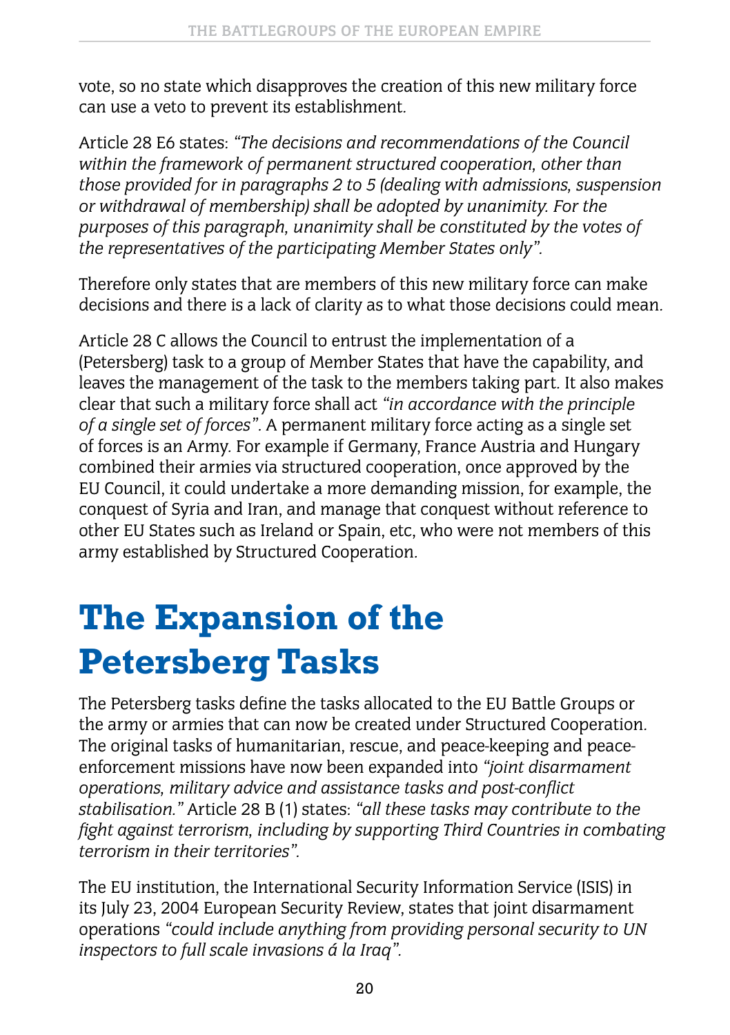vote, so no state which disapproves the creation of this new military force can use a veto to prevent its establishment.

Article 28 E6 states: *"The decisions and recommendations of the Council within the framework of permanent structured cooperation, other than those provided for in paragraphs 2 to 5 (dealing with admissions, suspension or withdrawal of membership) shall be adopted by unanimity. For the purposes of this paragraph, unanimity shall be constituted by the votes of the representatives of the participating Member States only".*

Therefore only states that are members of this new military force can make decisions and there is a lack of clarity as to what those decisions could mean.

Article 28 C allows the Council to entrust the implementation of a (Petersberg) task to a group of Member States that have the capability, and leaves the management of the task to the members taking part. It also makes clear that such a military force shall act *"in accordance with the principle of a single set of forces"*. A permanent military force acting as a single set of forces is an Army. For example if Germany, France Austria and Hungary combined their armies via structured cooperation, once approved by the EU Council, it could undertake a more demanding mission, for example, the conquest of Syria and Iran, and manage that conquest without reference to other EU States such as Ireland or Spain, etc, who were not members of this army established by Structured Cooperation.

# The Expansion of the Petersberg Tasks

The Petersberg tasks define the tasks allocated to the EU Battle Groups or the army or armies that can now be created under Structured Cooperation. The original tasks of humanitarian, rescue, and peace-keeping and peace-enforcement missions have now been expanded into *"joint disarmament operations, military advice and assistance tasks and post-conflict stabilisation."* Article 28 B (1) states: *"all these tasks may contribute to the fight against terrorism, including by supporting Third Countries in combating terrorism in their territories".*

The EU institution, the International Security Information Service (ISIS) in its July 23, 2004 European Security Review, states that joint disarmament operations *"could include anything from providing personal security to UN inspectors to full scale invasions á la Iraq".*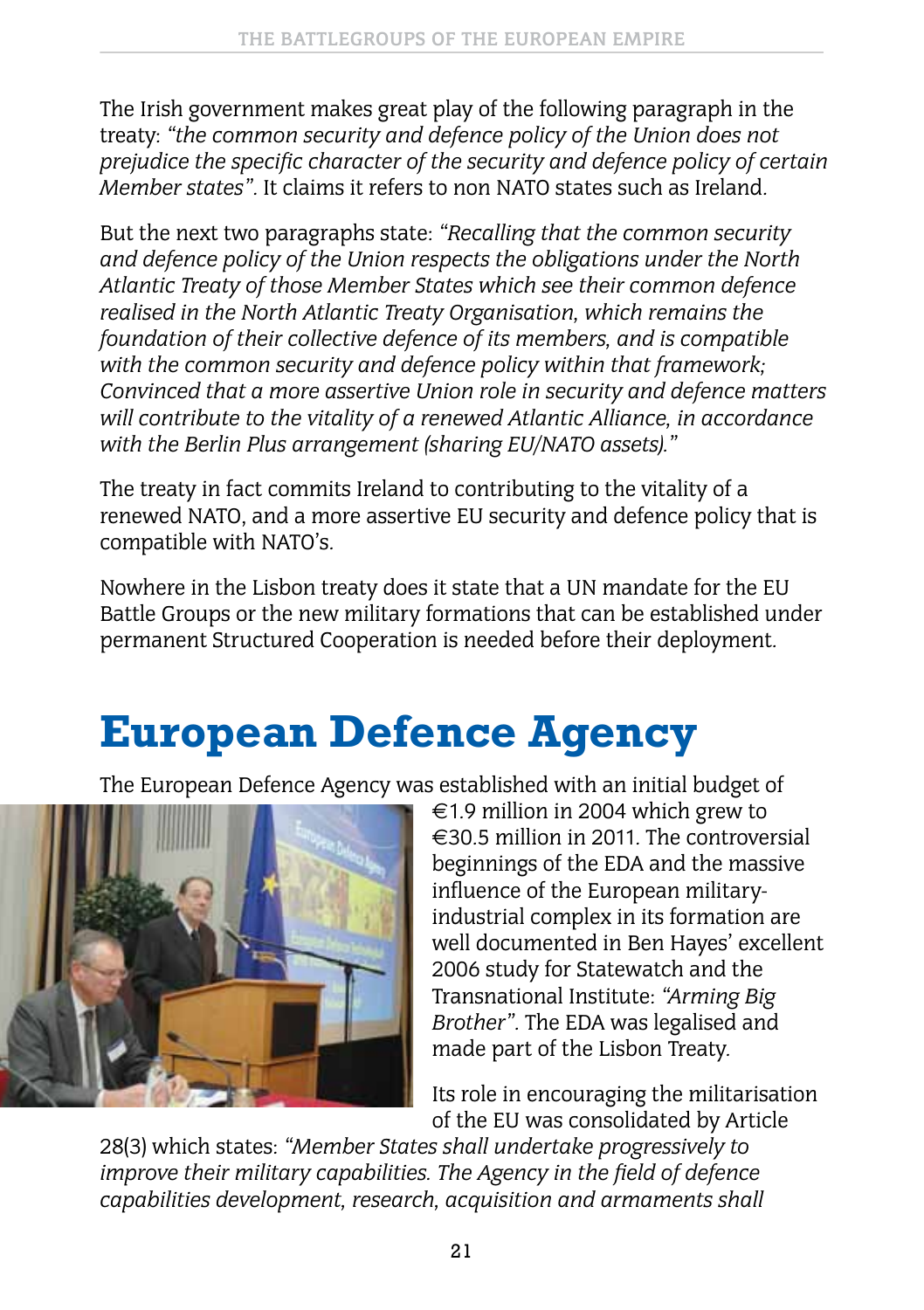The Irish government makes great play of the following paragraph in the treaty: *"the common security and defence policy of the Union does not prejudice the specific character of the security and defence policy of certain Member states"*. It claims it refers to non NATO states such as Ireland.

But the next two paragraphs state: *"Recalling that the common security and defence policy of the Union respects the obligations under the North Atlantic Treaty of those Member States which see their common defence realised in the North Atlantic Treaty Organisation, which remains the foundation of their collective defence of its members, and is compatible with the common security and defence policy within that framework; Convinced that a more assertive Union role in security and defence matters will contribute to the vitality of a renewed Atlantic Alliance, in accordance with the Berlin Plus arrangement (sharing EU/NATO assets)."*

The treaty in fact commits Ireland to contributing to the vitality of a renewed NATO, and a more assertive EU security and defence policy that is compatible with NATO's.

Nowhere in the Lisbon treaty does it state that a UN mandate for the EU Battle Groups or the new military formations that can be established under permanent Structured Cooperation is needed before their deployment.

# European Defence Agency

The European Defence Agency was established with an initial budget of €1.9 million in 2004 which grew to €30.5 million in 2011. The controversial beginnings of the EDA and the massive influence of the European military-industrial complex in its formation are well documented in Ben Hayes' excellent 2006 study for Statewatch and the Transnational Institute: *"Arming Big Brother"*. The EDA was legalised and made part of the Lisbon Treaty.

Its role in encouraging the militarisation of the EU was consolidated by Article 28(3) which states: *"Member States shall undertake progressively to improve their military capabilities. The Agency in the field of defence capabilities development, research, acquisition and armaments shall*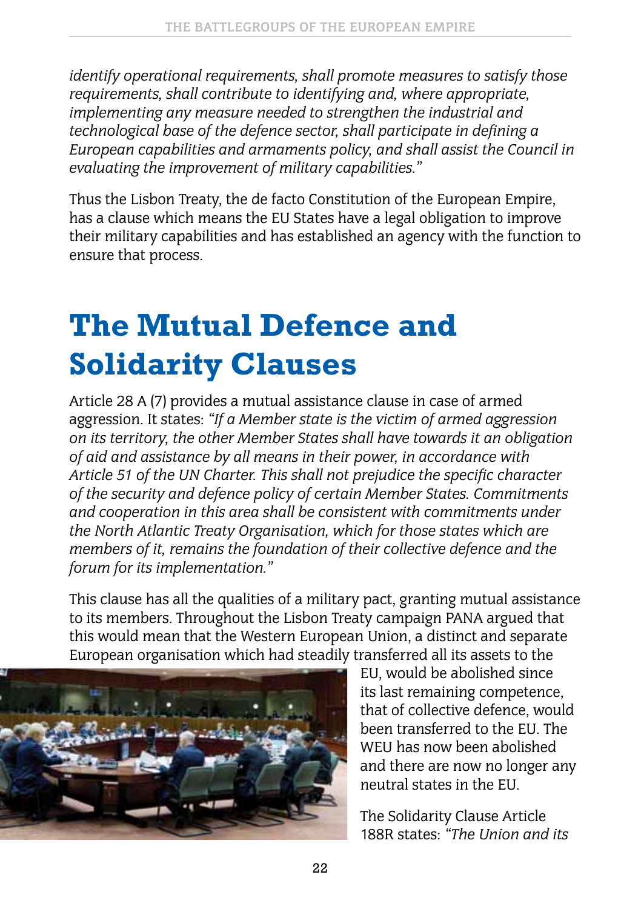*identify operational requirements, shall promote measures to satisfy those requirements, shall contribute to identifying and, where appropriate, implementing any measure needed to strengthen the industrial and technological base of the defence sector, shall participate in defining a European capabilities and armaments policy, and shall assist the Council in evaluating the improvement of military capabilities."*

Thus the Lisbon Treaty, the de facto Constitution of the European Empire, has a clause which means the EU States have a legal obligation to improve their military capabilities and has established an agency with the function to ensure that process.

# The Mutual Defence and Solidarity Clauses

Article 28 A (7) provides a mutual assistance clause in case of armed aggression. It states: *"If a Member state is the victim of armed aggression on its territory, the other Member States shall have towards it an obligation of aid and assistance by all means in their power, in accordance with Article 51 of the UN Charter. This shall not prejudice the specific character of the security and defence policy of certain Member States. Commitments and cooperation in this area shall be consistent with commitments under the North Atlantic Treaty Organisation, which for those states which are members of it, remains the foundation of their collective defence and the forum for its implementation."*

This clause has all the qualities of a military pact, granting mutual assistance to its members. Throughout the Lisbon Treaty campaign PANA argued that this would mean that the Western European Union, a distinct and separate European organisation which had steadily transferred all its assets to the EU, would be abolished since its last remaining competence, that of collective defence, would been transferred to the EU. The WEU has now been abolished and there are now no longer any neutral states in the EU.

The Solidarity Clause Article 188R states: *"The Union and its*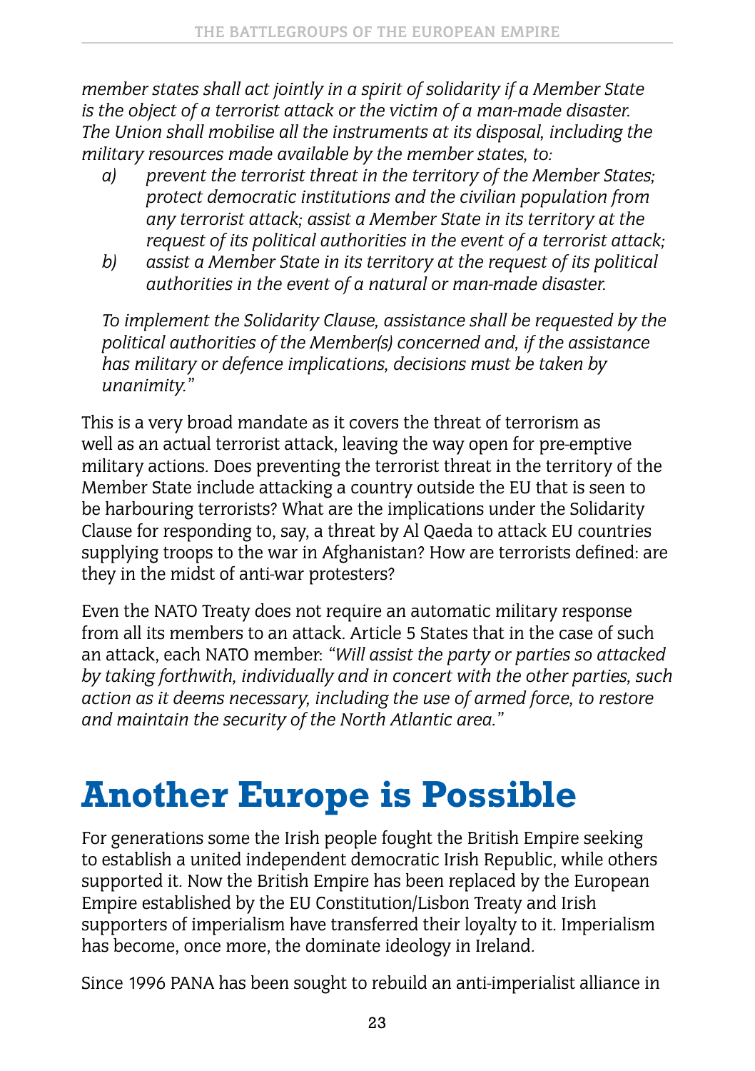*member states shall act jointly in a spirit of solidarity if a Member State is the object of a terrorist attack or the victim of a man-made disaster. The Union shall mobilise all the instruments at its disposal, including the military resources made available by the member states, to:*

- *a) prevent the terrorist threat in the territory of the Member States; protect democratic institutions and the civilian population from any terrorist attack; assist a Member State in its territory at the request of its political authorities in the event of a terrorist attack;*
- *b) assist a Member State in its territory at the request of its political authorities in the event of a natural or man-made disaster.*

*To implement the Solidarity Clause, assistance shall be requested by the political authorities of the Member(s) concerned and, if the assistance has military or defence implications, decisions must be taken by unanimity."*

This is a very broad mandate as it covers the threat of terrorism as well as an actual terrorist attack, leaving the way open for pre-emptive military actions. Does preventing the terrorist threat in the territory of the Member State include attacking a country outside the EU that is seen to be harbouring terrorists? What are the implications under the Solidarity Clause for responding to, say, a threat by Al Qaeda to attack EU countries supplying troops to the war in Afghanistan? How are terrorists defined: are they in the midst of anti-war protesters?

Even the NATO Treaty does not require an automatic military response from all its members to an attack. Article 5 States that in the case of such an attack, each NATO member: *"Will assist the party or parties so attacked by taking forthwith, individually and in concert with the other parties, such action as it deems necessary, including the use of armed force, to restore and maintain the security of the North Atlantic area."*

# Another Europe is Possible

For generations some the Irish people fought the British Empire seeking to establish a united independent democratic Irish Republic, while others supported it. Now the British Empire has been replaced by the European Empire established by the EU Constitution/Lisbon Treaty and Irish supporters of imperialism have transferred their loyalty to it. Imperialism has become, once more, the dominate ideology in Ireland.

Since 1996 PANA has been sought to rebuild an anti-imperialist alliance in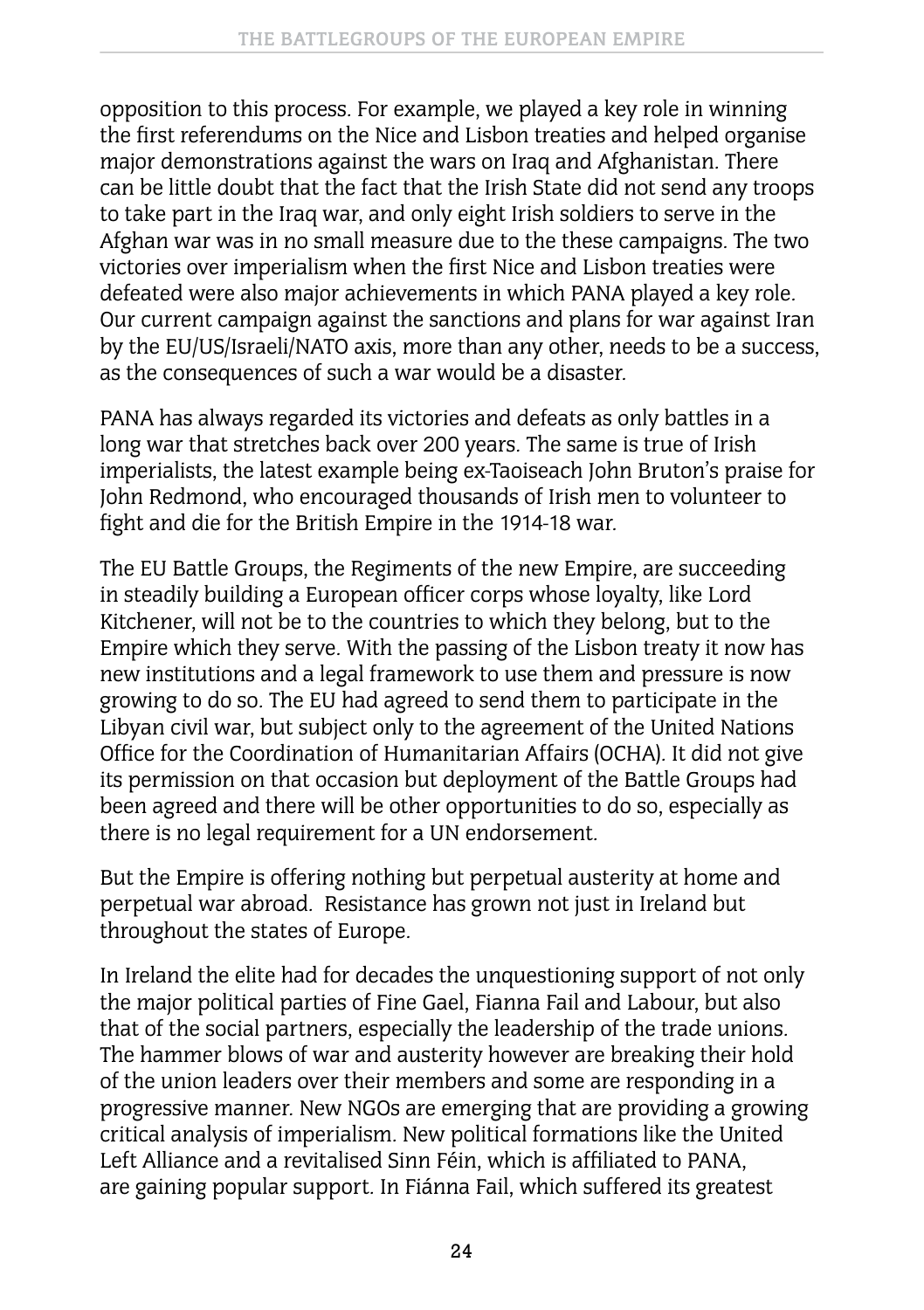opposition to this process. For example, we played a key role in winning the first referendums on the Nice and Lisbon treaties and helped organise major demonstrations against the wars on Iraq and Afghanistan. There can be little doubt that the fact that the Irish State did not send any troops to take part in the Iraq war, and only eight Irish soldiers to serve in the Afghan war was in no small measure due to the these campaigns. The two victories over imperialism when the first Nice and Lisbon treaties were defeated were also major achievements in which PANA played a key role. Our current campaign against the sanctions and plans for war against Iran by the EU/US/Israeli/NATO axis, more than any other, needs to be a success, as the consequences of such a war would be a disaster.

PANA has always regarded its victories and defeats as only battles in a long war that stretches back over 200 years. The same is true of Irish imperialists, the latest example being ex-Taoiseach John Bruton's praise for John Redmond, who encouraged thousands of Irish men to volunteer to fight and die for the British Empire in the 1914-18 war.

The EU Battle Groups, the Regiments of the new Empire, are succeeding in steadily building a European officer corps whose loyalty, like Lord Kitchener, will not be to the countries to which they belong, but to the Empire which they serve. With the passing of the Lisbon treaty it now has new institutions and a legal framework to use them and pressure is now growing to do so. The EU had agreed to send them to participate in the Libyan civil war, but subject only to the agreement of the United Nations Office for the Coordination of Humanitarian Affairs (OCHA). It did not give its permission on that occasion but deployment of the Battle Groups had been agreed and there will be other opportunities to do so, especially as there is no legal requirement for a UN endorsement.

But the Empire is offering nothing but perpetual austerity at home and perpetual war abroad. Resistance has grown not just in Ireland but throughout the states of Europe.

In Ireland the elite had for decades the unquestioning support of not only the major political parties of Fine Gael, Fianna Fail and Labour, but also that of the social partners, especially the leadership of the trade unions. The hammer blows of war and austerity however are breaking their hold of the union leaders over their members and some are responding in a progressive manner. New NGOs are emerging that are providing a growing critical analysis of imperialism. New political formations like the United Left Alliance and a revitalised Sinn Féin, which is affiliated to PANA, are gaining popular support. In Fiánna Fail, which suffered its greatest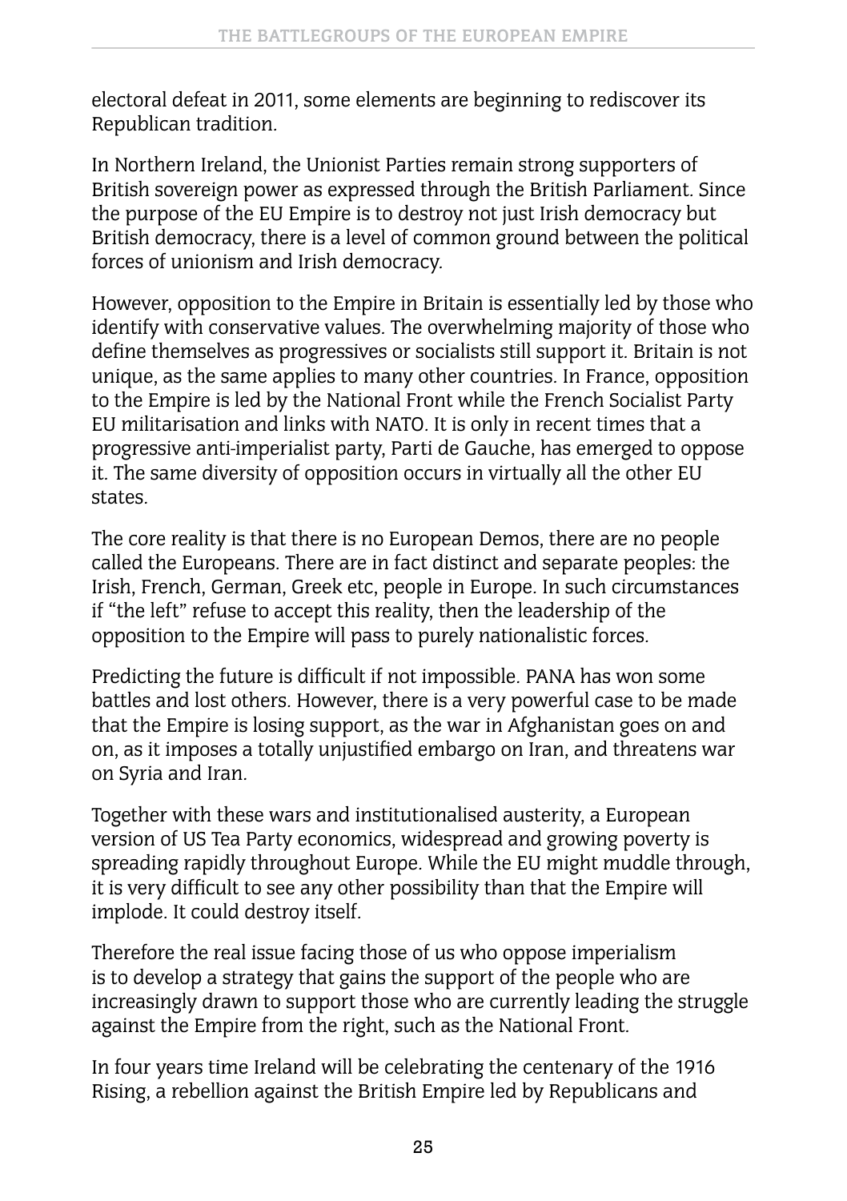electoral defeat in 2011, some elements are beginning to rediscover its Republican tradition.

In Northern Ireland, the Unionist Parties remain strong supporters of British sovereign power as expressed through the British Parliament. Since the purpose of the EU Empire is to destroy not just Irish democracy but British democracy, there is a level of common ground between the political forces of unionism and Irish democracy.

However, opposition to the Empire in Britain is essentially led by those who identify with conservative values. The overwhelming majority of those who define themselves as progressives or socialists still support it. Britain is not unique, as the same applies to many other countries. In France, opposition to the Empire is led by the National Front while the French Socialist Party EU militarisation and links with NATO. It is only in recent times that a progressive anti-imperialist party, Parti de Gauche, has emerged to oppose it. The same diversity of opposition occurs in virtually all the other EU states.

The core reality is that there is no European Demos, there are no people called the Europeans. There are in fact distinct and separate peoples: the Irish, French, German, Greek etc, people in Europe. In such circumstances if "the left" refuse to accept this reality, then the leadership of the opposition to the Empire will pass to purely nationalistic forces.

Predicting the future is difficult if not impossible. PANA has won some battles and lost others. However, there is a very powerful case to be made that the Empire is losing support, as the war in Afghanistan goes on and on, as it imposes a totally unjustified embargo on Iran, and threatens war on Syria and Iran.

Together with these wars and institutionalised austerity, a European version of US Tea Party economics, widespread and growing poverty is spreading rapidly throughout Europe. While the EU might muddle through, it is very difficult to see any other possibility than that the Empire will implode. It could destroy itself.

Therefore the real issue facing those of us who oppose imperialism is to develop a strategy that gains the support of the people who are increasingly drawn to support those who are currently leading the struggle against the Empire from the right, such as the National Front.

In four years time Ireland will be celebrating the centenary of the 1916 Rising, a rebellion against the British Empire led by Republicans and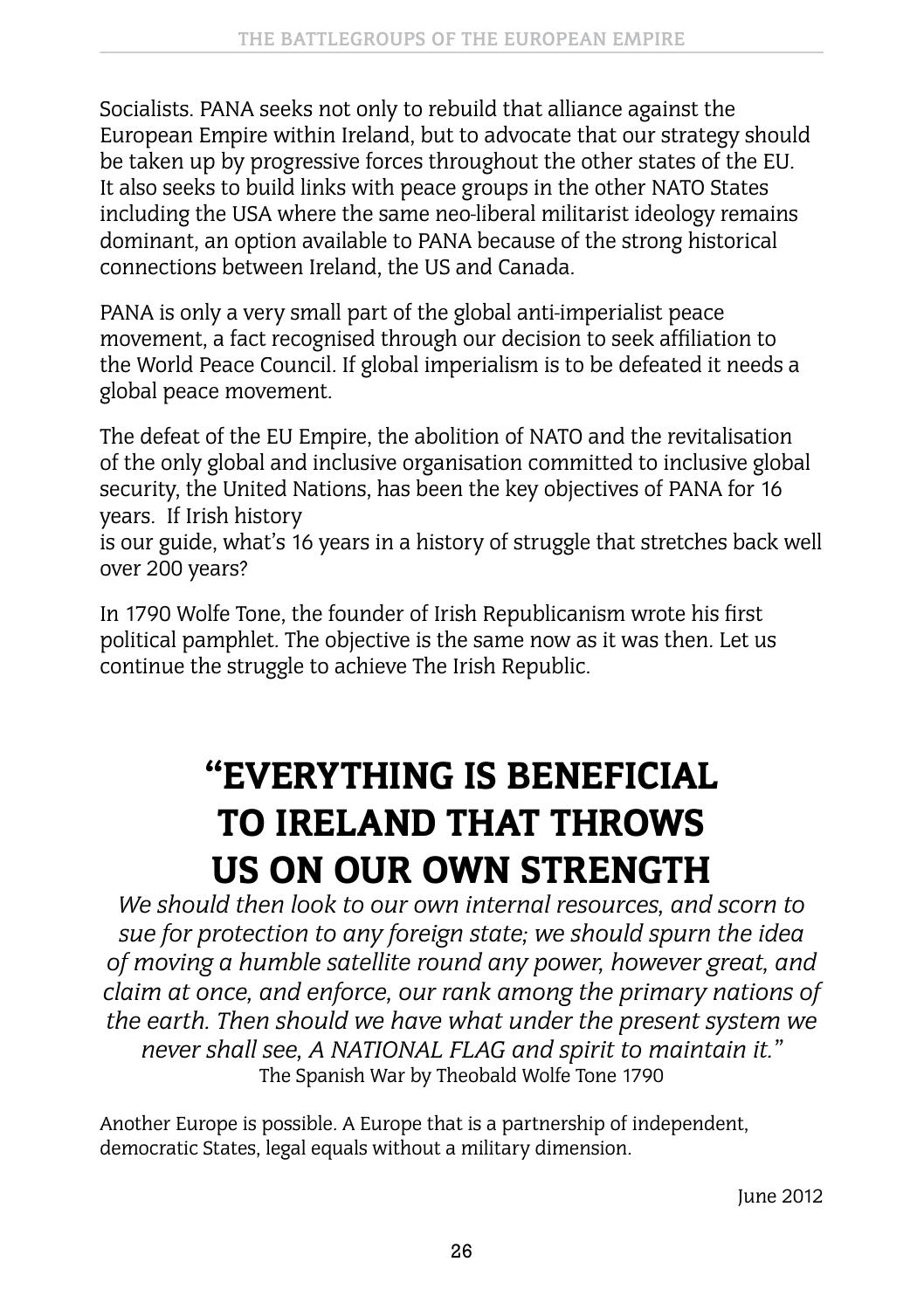Socialists. PANA seeks not only to rebuild that alliance against the European Empire within Ireland, but to advocate that our strategy should be taken up by progressive forces throughout the other states of the EU. It also seeks to build links with peace groups in the other NATO States including the USA where the same neo-liberal militarist ideology remains dominant, an option available to PANA because of the strong historical connections between Ireland, the US and Canada.

PANA is only a very small part of the global anti-imperialist peace movement, a fact recognised through our decision to seek affiliation to the World Peace Council. If global imperialism is to be defeated it needs a global peace movement.

The defeat of the EU Empire, the abolition of NATO and the revitalisation of the only global and inclusive organisation committed to inclusive global security, the United Nations, has been the key objectives of PANA for 16 years. If Irish history is our guide, what's 16 years in a history of struggle that stretches back well over 200 years?

In 1790 Wolfe Tone, the founder of Irish Republicanism wrote his first political pamphlet. The objective is the same now as it was then. Let us continue the struggle to achieve The Irish Republic.

## "EVERYTHING IS BENEFICIAL TO IRELAND THAT THROWS US ON OUR OWN STRENGTH

*We should then look to our own internal resources, and scorn to sue for protection to any foreign state; we should spurn the idea of moving a humble satellite round any power, however great, and claim at once, and enforce, our rank among the primary nations of the earth. Then should we have what under the present system we never shall see, A NATIONAL FLAG and spirit to maintain it."*

The Spanish War by Theobald Wolfe Tone 1790

Another Europe is possible. A Europe that is a partnership of independent, democratic States, legal equals without a military dimension.

June 2012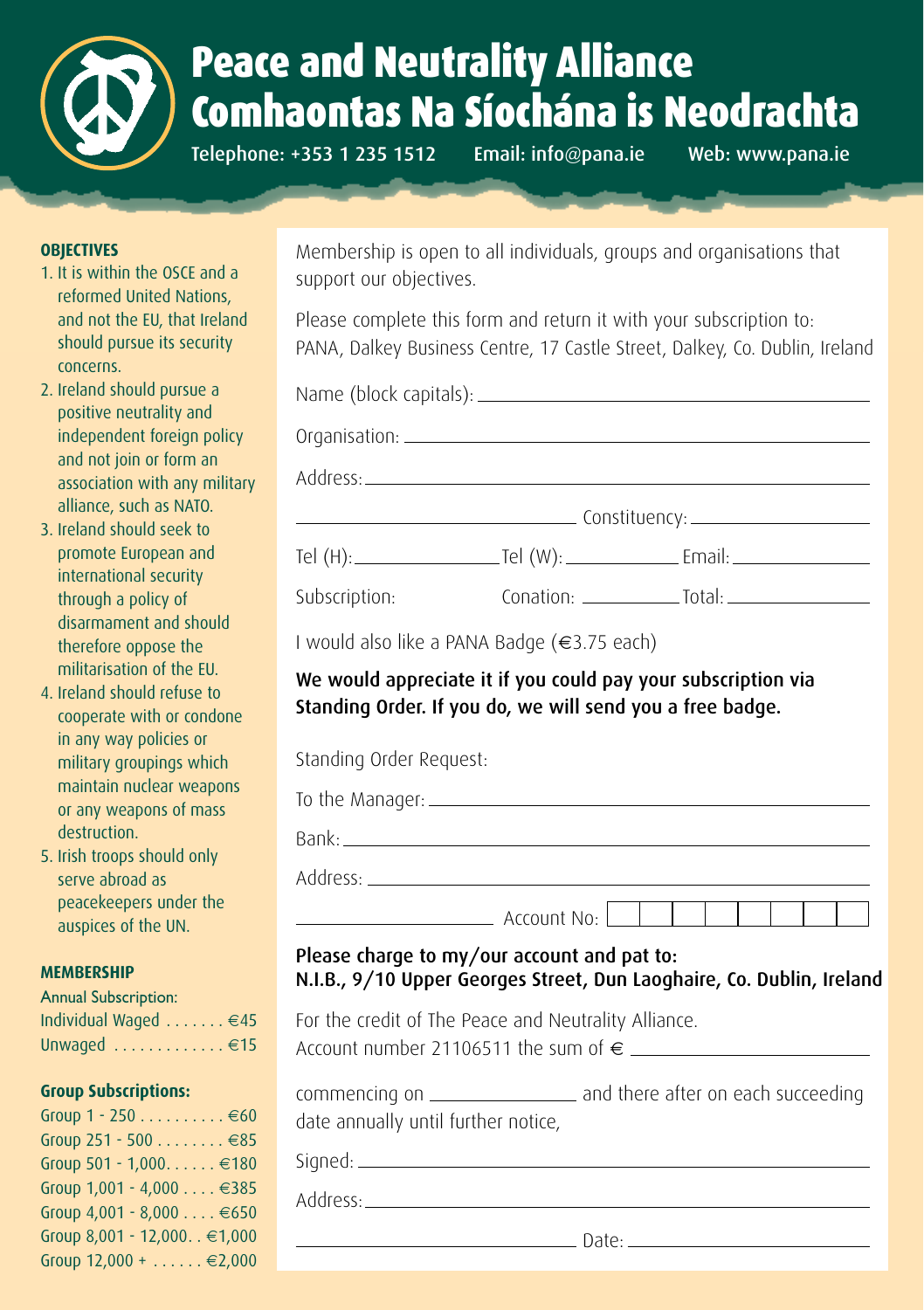# Peace and Neutrality Alliance
# Comhaontas Na Síochána is Neodrachta

Telephone: +353 1 235 1512 Email: info@pana.ie Web: www.pana.ie

### OBJECTIVES

1. It is within the OSCE and a reformed United Nations, and not the EU, that Ireland should pursue its security concerns.
2. Ireland should pursue a positive neutrality and independent foreign policy and not join or form an association with any military alliance, such as NATO.
3. Ireland should seek to promote European and international security through a policy of disarmament and should therefore oppose the militarisation of the EU.
4. Ireland should refuse to cooperate with or condone in any way policies or military groupings which maintain nuclear weapons or any weapons of mass destruction.
5. Irish troops should only serve abroad as peacekeepers under the auspices of the UN.

### MEMBERSHIP

Annual Subscription:

| | |
|---|---|
| Individual Waged | €45 |
| Unwaged | €15 |

**Group Subscriptions:**

| | |
|---|---|
| Group 1 - 250 | €60 |
| Group 251 - 500 | €85 |
| Group 501 - 1,000 | €180 |
| Group 1,001 - 4,000 | €385 |
| Group 4,001 - 8,000 | €650 |
| Group 8,001 - 12,000 | €1,000 |
| Group 12,000 + | €2,000 |

Membership is open to all individuals, groups and organisations that support our objectives.

Please complete this form and return it with your subscription to:
PANA, Dalkey Business Centre, 17 Castle Street, Dalkey, Co. Dublin, Ireland

Name (block capitals): ______________________________

Organisation: ______________________________

Address: ______________________________

______________________________ Constituency: ______________

Tel (H): ______________ Tel (W): ______________ Email: ______________

Subscription: Conation: ______________ Total: ______________

I would also like a PANA Badge (€3.75 each)

**We would appreciate it if you could pay your subscription via Standing Order. If you do, we will send you a free badge.**

Standing Order Request:

To the Manager: ______________________________

Bank: ______________________________

Address: ______________________________

______________________________ Account No: ☐☐☐☐☐☐☐☐

**Please charge to my/our account and pat to:**
**N.I.B., 9/10 Upper Georges Street, Dun Laoghaire, Co. Dublin, Ireland**

For the credit of The Peace and Neutrality Alliance.
Account number 21106511 the sum of € ______________

commencing on ______________ and there after on each succeeding date annually until further notice,

Signed: ______________________________

Address: ______________________________

______________________________ Date: ______________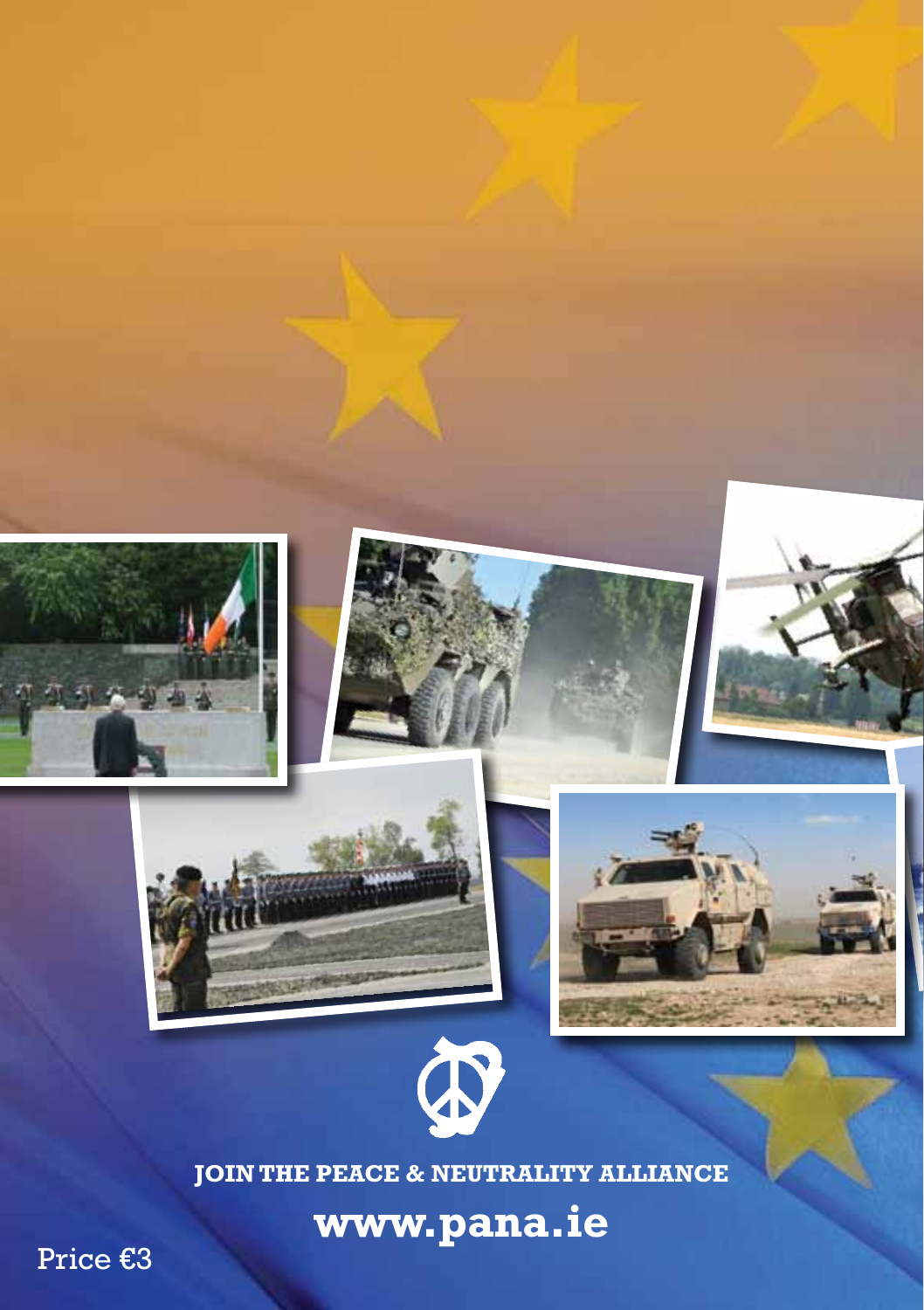**JOIN THE PEACE & NEUTRALITY ALLIANCE**

**www.pana.ie**

Price €3